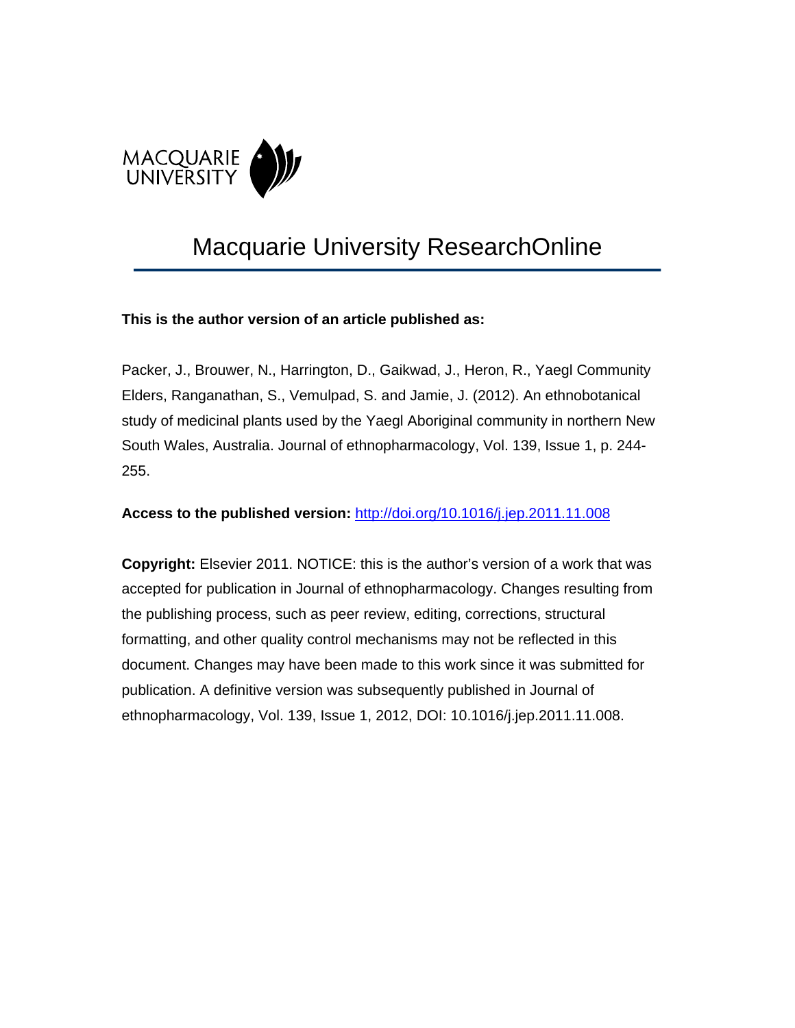MACQUARIE UNIVERSITY

# Macquarie University ResearchOnline

**This is the author version of an article published as:**

Packer, J., Brouwer, N., Harrington, D., Gaikwad, J., Heron, R., Yaegl Community Elders, Ranganathan, S., Vemulpad, S. and Jamie, J. (2012). An ethnobotanical study of medicinal plants used by the Yaegl Aboriginal community in northern New South Wales, Australia. Journal of ethnopharmacology, Vol. 139, Issue 1, p. 244-255.

**Access to the published version:** http://doi.org/10.1016/j.jep.2011.11.008

**Copyright:** Elsevier 2011. NOTICE: this is the author's version of a work that was accepted for publication in Journal of ethnopharmacology. Changes resulting from the publishing process, such as peer review, editing, corrections, structural formatting, and other quality control mechanisms may not be reflected in this document. Changes may have been made to this work since it was submitted for publication. A definitive version was subsequently published in Journal of ethnopharmacology, Vol. 139, Issue 1, 2012, DOI: 10.1016/j.jep.2011.11.008.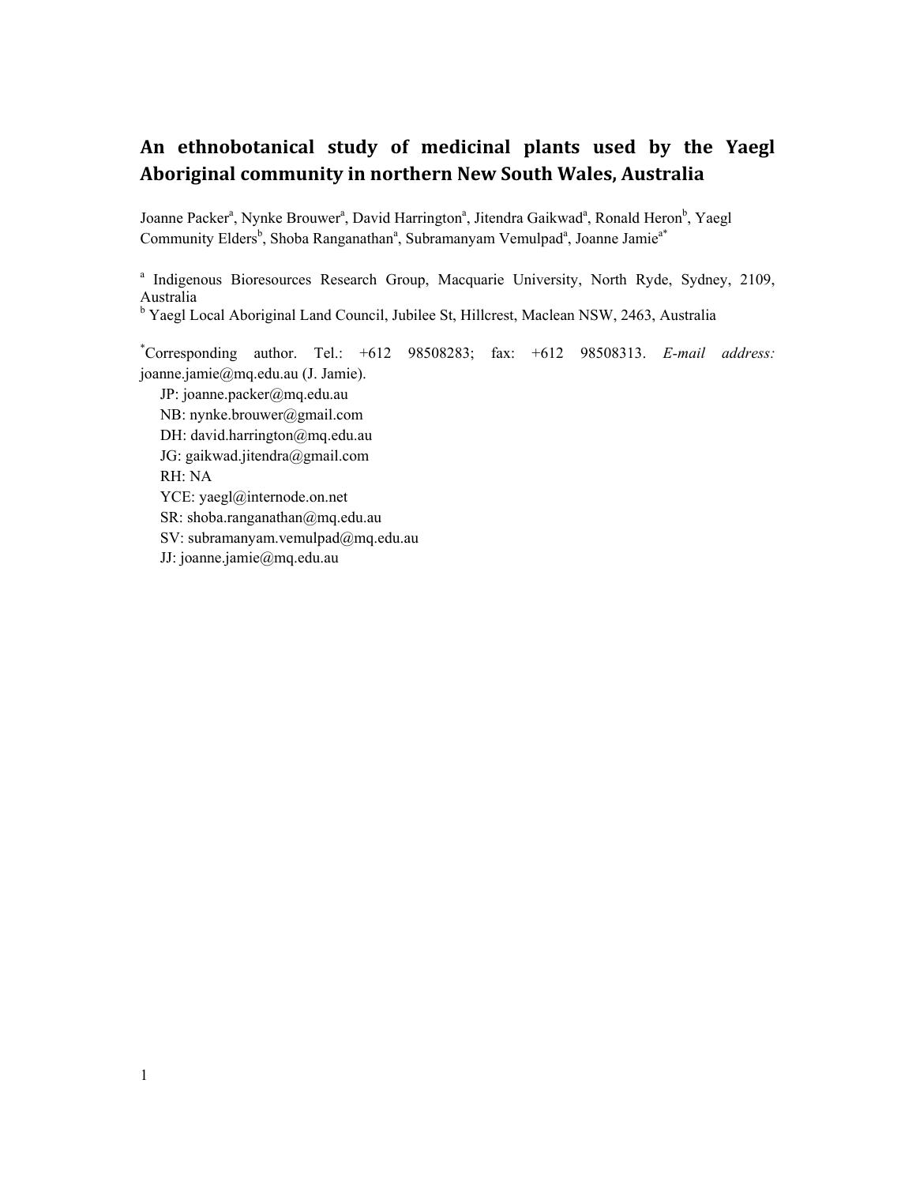# An ethnobotanical study of medicinal plants used by the Yaegl Aboriginal community in northern New South Wales, Australia

Joanne Packer[a], Nynke Brouwer[a], David Harrington[a], Jitendra Gaikwad[a], Ronald Heron[b], Yaegl Community Elders[b], Shoba Ranganathan[a], Subramanyam Vemulpad[a], Joanne Jamie[a*]

[a] Indigenous Bioresources Research Group, Macquarie University, North Ryde, Sydney, 2109, Australia

[b] Yaegl Local Aboriginal Land Council, Jubilee St, Hillcrest, Maclean NSW, 2463, Australia

[*]Corresponding author. Tel.: +612 98508283; fax: +612 98508313. *E-mail address:* joanne.jamie@mq.edu.au (J. Jamie).

JP: joanne.packer@mq.edu.au
NB: nynke.brouwer@gmail.com
DH: david.harrington@mq.edu.au
JG: gaikwad.jitendra@gmail.com
RH: NA
YCE: yaegl@internode.on.net
SR: shoba.ranganathan@mq.edu.au
SV: subramanyam.vemulpad@mq.edu.au
JJ: joanne.jamie@mq.edu.au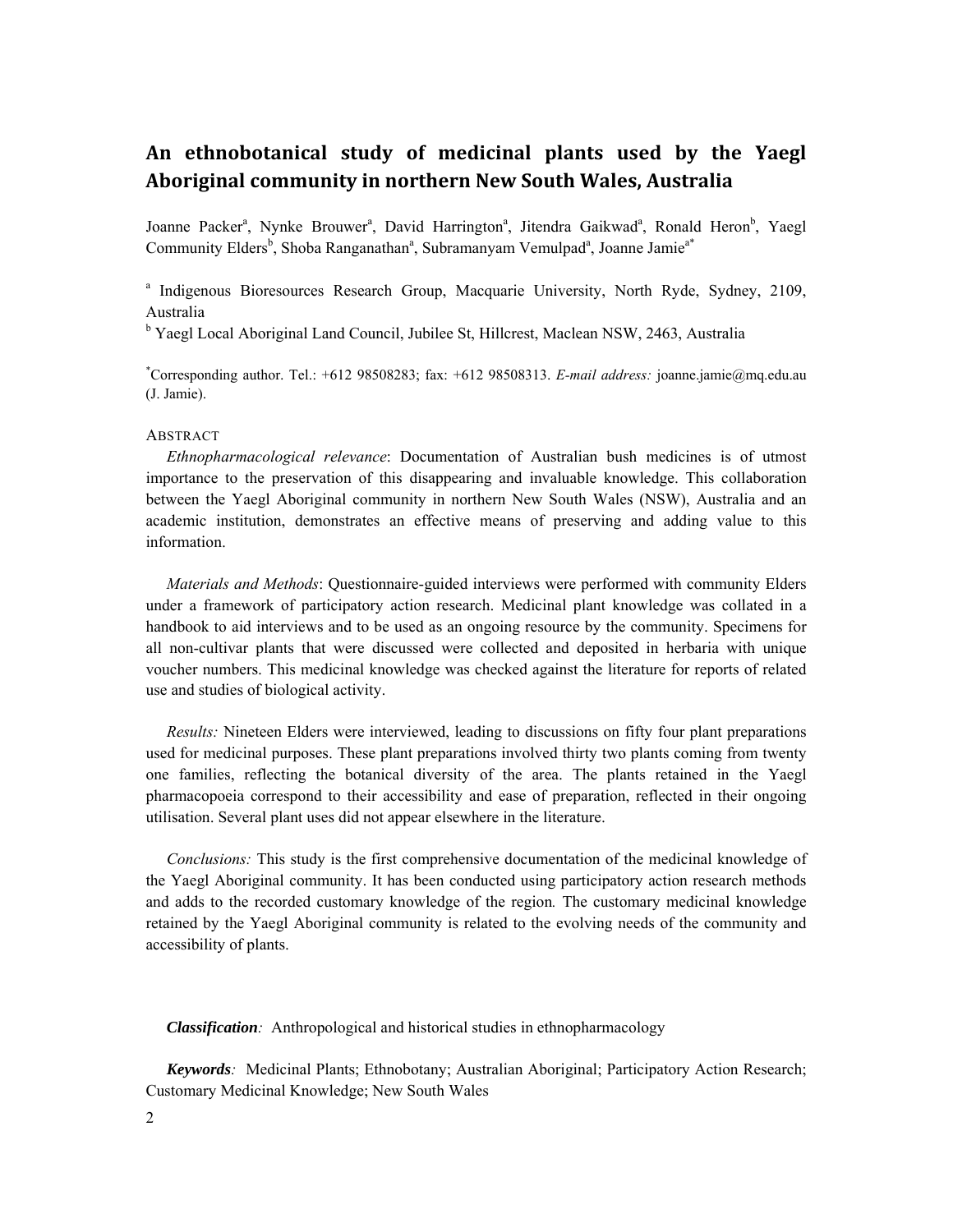# An ethnobotanical study of medicinal plants used by the Yaegl Aboriginal community in northern New South Wales, Australia

Joanne Packer[a], Nynke Brouwer[a], David Harrington[a], Jitendra Gaikwad[a], Ronald Heron[b], Yaegl Community Elders[b], Shoba Ranganathan[a], Subramanyam Vemulpad[a], Joanne Jamie[a*]

[a] Indigenous Bioresources Research Group, Macquarie University, North Ryde, Sydney, 2109, Australia

[b] Yaegl Local Aboriginal Land Council, Jubilee St, Hillcrest, Maclean NSW, 2463, Australia

[*]Corresponding author. Tel.: +612 98508283; fax: +612 98508313. *E-mail address:* joanne.jamie@mq.edu.au (J. Jamie).

## ABSTRACT

*Ethnopharmacological relevance*: Documentation of Australian bush medicines is of utmost importance to the preservation of this disappearing and invaluable knowledge. This collaboration between the Yaegl Aboriginal community in northern New South Wales (NSW), Australia and an academic institution, demonstrates an effective means of preserving and adding value to this information.

*Materials and Methods*: Questionnaire-guided interviews were performed with community Elders under a framework of participatory action research. Medicinal plant knowledge was collated in a handbook to aid interviews and to be used as an ongoing resource by the community. Specimens for all non-cultivar plants that were discussed were collected and deposited in herbaria with unique voucher numbers. This medicinal knowledge was checked against the literature for reports of related use and studies of biological activity.

*Results:* Nineteen Elders were interviewed, leading to discussions on fifty four plant preparations used for medicinal purposes. These plant preparations involved thirty two plants coming from twenty one families, reflecting the botanical diversity of the area. The plants retained in the Yaegl pharmacopoeia correspond to their accessibility and ease of preparation, reflected in their ongoing utilisation. Several plant uses did not appear elsewhere in the literature.

*Conclusions:* This study is the first comprehensive documentation of the medicinal knowledge of the Yaegl Aboriginal community. It has been conducted using participatory action research methods and adds to the recorded customary knowledge of the region. The customary medicinal knowledge retained by the Yaegl Aboriginal community is related to the evolving needs of the community and accessibility of plants.

***Classification****:* Anthropological and historical studies in ethnopharmacology

***Keywords****:* Medicinal Plants; Ethnobotany; Australian Aboriginal; Participatory Action Research; Customary Medicinal Knowledge; New South Wales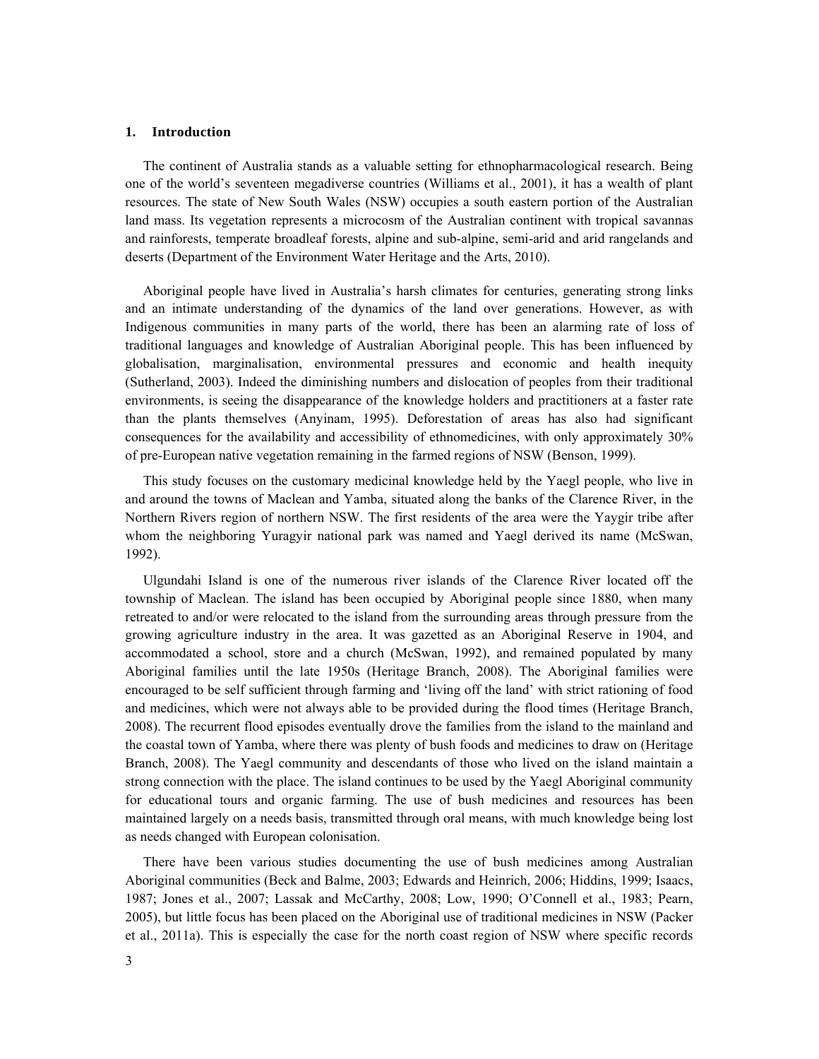## 1. Introduction

The continent of Australia stands as a valuable setting for ethnopharmacological research. Being one of the world's seventeen megadiverse countries (Williams et al., 2001), it has a wealth of plant resources. The state of New South Wales (NSW) occupies a south eastern portion of the Australian land mass. Its vegetation represents a microcosm of the Australian continent with tropical savannas and rainforests, temperate broadleaf forests, alpine and sub-alpine, semi-arid and arid rangelands and deserts (Department of the Environment Water Heritage and the Arts, 2010).

Aboriginal people have lived in Australia's harsh climates for centuries, generating strong links and an intimate understanding of the dynamics of the land over generations. However, as with Indigenous communities in many parts of the world, there has been an alarming rate of loss of traditional languages and knowledge of Australian Aboriginal people. This has been influenced by globalisation, marginalisation, environmental pressures and economic and health inequity (Sutherland, 2003). Indeed the diminishing numbers and dislocation of peoples from their traditional environments, is seeing the disappearance of the knowledge holders and practitioners at a faster rate than the plants themselves (Anyinam, 1995). Deforestation of areas has also had significant consequences for the availability and accessibility of ethnomedicines, with only approximately 30% of pre-European native vegetation remaining in the farmed regions of NSW (Benson, 1999).

This study focuses on the customary medicinal knowledge held by the Yaegl people, who live in and around the towns of Maclean and Yamba, situated along the banks of the Clarence River, in the Northern Rivers region of northern NSW. The first residents of the area were the Yaygir tribe after whom the neighboring Yuragyir national park was named and Yaegl derived its name (McSwan, 1992).

Ulgundahi Island is one of the numerous river islands of the Clarence River located off the township of Maclean. The island has been occupied by Aboriginal people since 1880, when many retreated to and/or were relocated to the island from the surrounding areas through pressure from the growing agriculture industry in the area. It was gazetted as an Aboriginal Reserve in 1904, and accommodated a school, store and a church (McSwan, 1992), and remained populated by many Aboriginal families until the late 1950s (Heritage Branch, 2008). The Aboriginal families were encouraged to be self sufficient through farming and 'living off the land' with strict rationing of food and medicines, which were not always able to be provided during the flood times (Heritage Branch, 2008). The recurrent flood episodes eventually drove the families from the island to the mainland and the coastal town of Yamba, where there was plenty of bush foods and medicines to draw on (Heritage Branch, 2008). The Yaegl community and descendants of those who lived on the island maintain a strong connection with the place. The island continues to be used by the Yaegl Aboriginal community for educational tours and organic farming. The use of bush medicines and resources has been maintained largely on a needs basis, transmitted through oral means, with much knowledge being lost as needs changed with European colonisation.

There have been various studies documenting the use of bush medicines among Australian Aboriginal communities (Beck and Balme, 2003; Edwards and Heinrich, 2006; Hiddins, 1999; Isaacs, 1987; Jones et al., 2007; Lassak and McCarthy, 2008; Low, 1990; O'Connell et al., 1983; Pearn, 2005), but little focus has been placed on the Aboriginal use of traditional medicines in NSW (Packer et al., 2011a). This is especially the case for the north coast region of NSW where specific records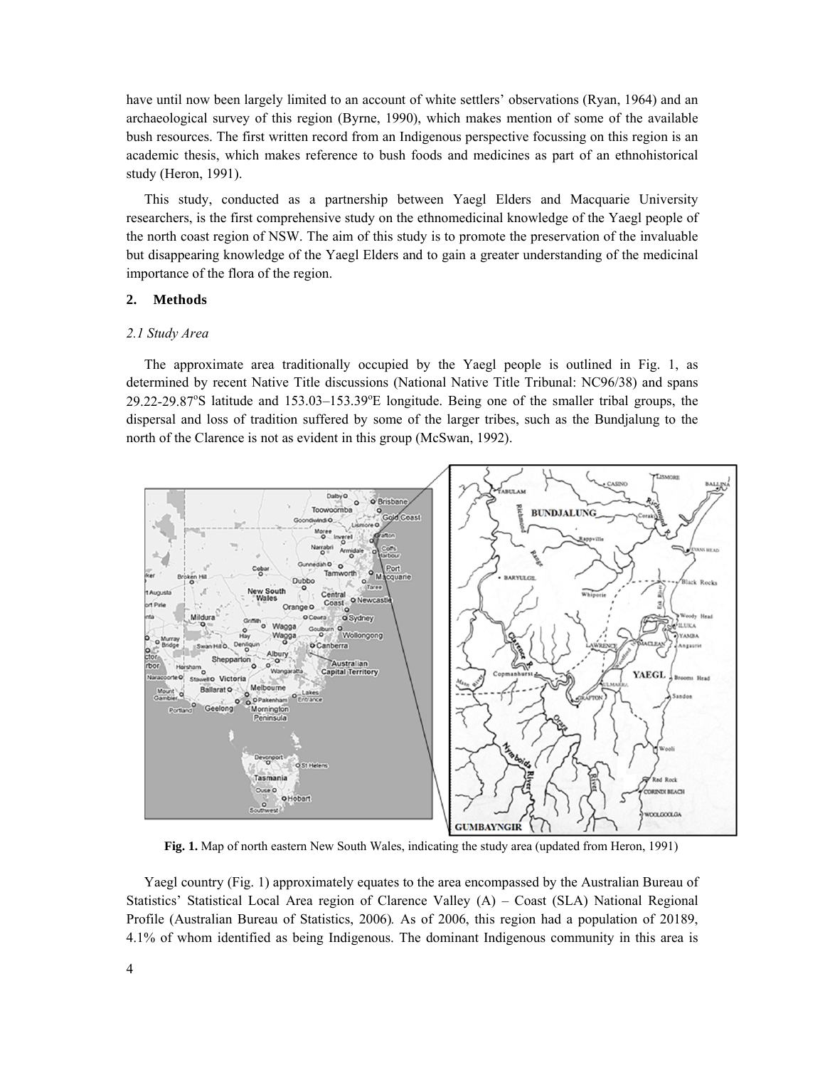have until now been largely limited to an account of white settlers' observations (Ryan, 1964) and an archaeological survey of this region (Byrne, 1990), which makes mention of some of the available bush resources. The first written record from an Indigenous perspective focussing on this region is an academic thesis, which makes reference to bush foods and medicines as part of an ethnohistorical study (Heron, 1991).

This study, conducted as a partnership between Yaegl Elders and Macquarie University researchers, is the first comprehensive study on the ethnomedicinal knowledge of the Yaegl people of the north coast region of NSW. The aim of this study is to promote the preservation of the invaluable but disappearing knowledge of the Yaegl Elders and to gain a greater understanding of the medicinal importance of the flora of the region.

## 2. Methods

### *2.1 Study Area*

The approximate area traditionally occupied by the Yaegl people is outlined in Fig. 1, as determined by recent Native Title discussions (National Native Title Tribunal: NC96/38) and spans 29.22-29.87°S latitude and 153.03–153.39°E longitude. Being one of the smaller tribal groups, the dispersal and loss of tradition suffered by some of the larger tribes, such as the Bundjalung to the north of the Clarence is not as evident in this group (McSwan, 1992).

**Fig. 1.** Map of north eastern New South Wales, indicating the study area (updated from Heron, 1991)

Yaegl country (Fig. 1) approximately equates to the area encompassed by the Australian Bureau of Statistics' Statistical Local Area region of Clarence Valley (A) – Coast (SLA) National Regional Profile (Australian Bureau of Statistics, 2006). As of 2006, this region had a population of 20189, 4.1% of whom identified as being Indigenous. The dominant Indigenous community in this area is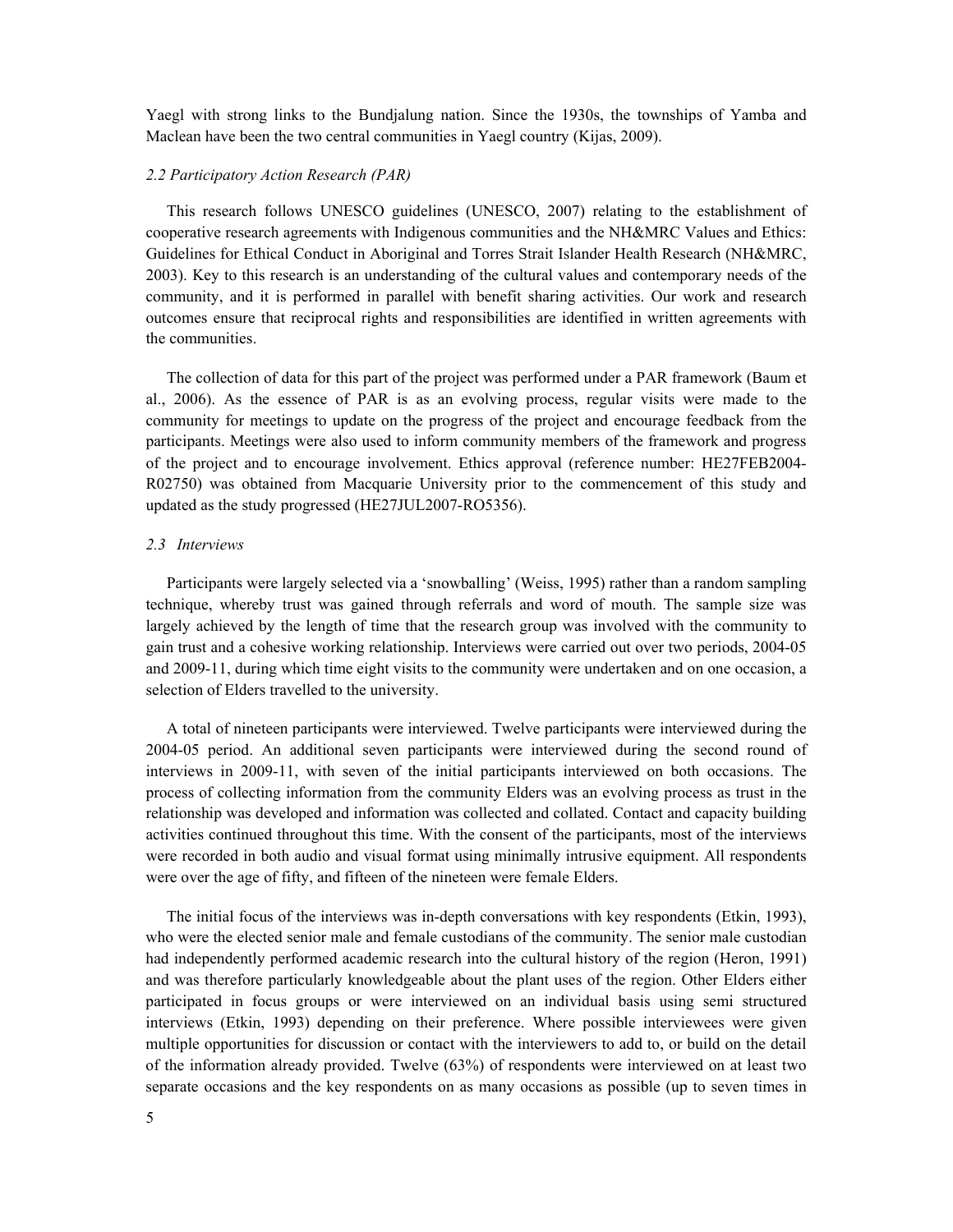Yaegl with strong links to the Bundjalung nation. Since the 1930s, the townships of Yamba and Maclean have been the two central communities in Yaegl country (Kijas, 2009).

### *2.2 Participatory Action Research (PAR)*

This research follows UNESCO guidelines (UNESCO, 2007) relating to the establishment of cooperative research agreements with Indigenous communities and the NH&MRC Values and Ethics: Guidelines for Ethical Conduct in Aboriginal and Torres Strait Islander Health Research (NH&MRC, 2003). Key to this research is an understanding of the cultural values and contemporary needs of the community, and it is performed in parallel with benefit sharing activities. Our work and research outcomes ensure that reciprocal rights and responsibilities are identified in written agreements with the communities.

The collection of data for this part of the project was performed under a PAR framework (Baum et al., 2006). As the essence of PAR is as an evolving process, regular visits were made to the community for meetings to update on the progress of the project and encourage feedback from the participants. Meetings were also used to inform community members of the framework and progress of the project and to encourage involvement. Ethics approval (reference number: HE27FEB2004-R02750) was obtained from Macquarie University prior to the commencement of this study and updated as the study progressed (HE27JUL2007-RO5356).

### *2.3 Interviews*

Participants were largely selected via a 'snowballing' (Weiss, 1995) rather than a random sampling technique, whereby trust was gained through referrals and word of mouth. The sample size was largely achieved by the length of time that the research group was involved with the community to gain trust and a cohesive working relationship. Interviews were carried out over two periods, 2004-05 and 2009-11, during which time eight visits to the community were undertaken and on one occasion, a selection of Elders travelled to the university.

A total of nineteen participants were interviewed. Twelve participants were interviewed during the 2004-05 period. An additional seven participants were interviewed during the second round of interviews in 2009-11, with seven of the initial participants interviewed on both occasions. The process of collecting information from the community Elders was an evolving process as trust in the relationship was developed and information was collected and collated. Contact and capacity building activities continued throughout this time. With the consent of the participants, most of the interviews were recorded in both audio and visual format using minimally intrusive equipment. All respondents were over the age of fifty, and fifteen of the nineteen were female Elders.

The initial focus of the interviews was in-depth conversations with key respondents (Etkin, 1993), who were the elected senior male and female custodians of the community. The senior male custodian had independently performed academic research into the cultural history of the region (Heron, 1991) and was therefore particularly knowledgeable about the plant uses of the region. Other Elders either participated in focus groups or were interviewed on an individual basis using semi structured interviews (Etkin, 1993) depending on their preference. Where possible interviewees were given multiple opportunities for discussion or contact with the interviewers to add to, or build on the detail of the information already provided. Twelve (63%) of respondents were interviewed on at least two separate occasions and the key respondents on as many occasions as possible (up to seven times in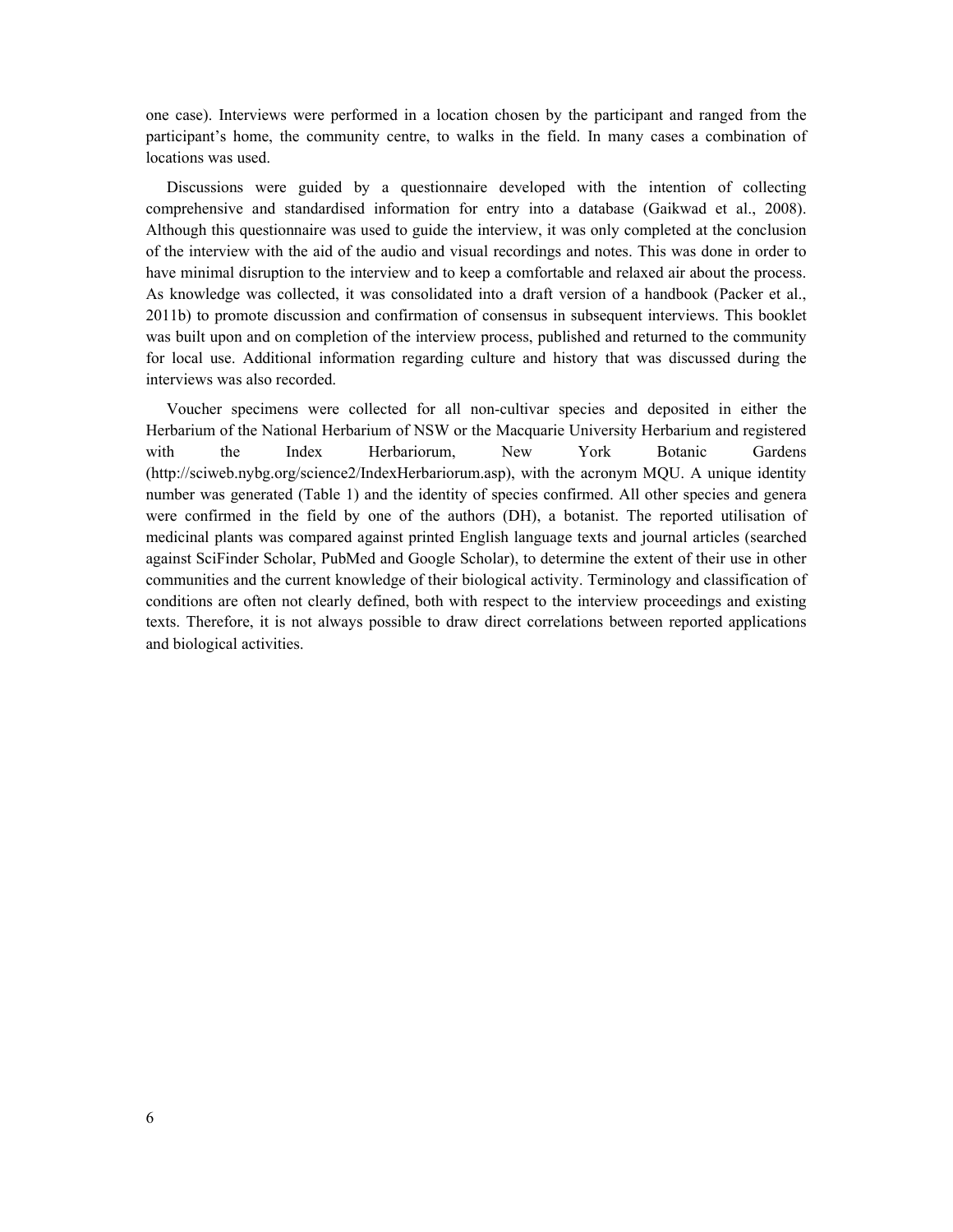one case). Interviews were performed in a location chosen by the participant and ranged from the participant's home, the community centre, to walks in the field. In many cases a combination of locations was used.

Discussions were guided by a questionnaire developed with the intention of collecting comprehensive and standardised information for entry into a database (Gaikwad et al., 2008). Although this questionnaire was used to guide the interview, it was only completed at the conclusion of the interview with the aid of the audio and visual recordings and notes. This was done in order to have minimal disruption to the interview and to keep a comfortable and relaxed air about the process. As knowledge was collected, it was consolidated into a draft version of a handbook (Packer et al., 2011b) to promote discussion and confirmation of consensus in subsequent interviews. This booklet was built upon and on completion of the interview process, published and returned to the community for local use. Additional information regarding culture and history that was discussed during the interviews was also recorded.

Voucher specimens were collected for all non-cultivar species and deposited in either the Herbarium of the National Herbarium of NSW or the Macquarie University Herbarium and registered with the Index Herbariorum, New York Botanic Gardens (http://sciweb.nybg.org/science2/IndexHerbariorum.asp), with the acronym MQU. A unique identity number was generated (Table 1) and the identity of species confirmed. All other species and genera were confirmed in the field by one of the authors (DH), a botanist. The reported utilisation of medicinal plants was compared against printed English language texts and journal articles (searched against SciFinder Scholar, PubMed and Google Scholar), to determine the extent of their use in other communities and the current knowledge of their biological activity. Terminology and classification of conditions are often not clearly defined, both with respect to the interview proceedings and existing texts. Therefore, it is not always possible to draw direct correlations between reported applications and biological activities.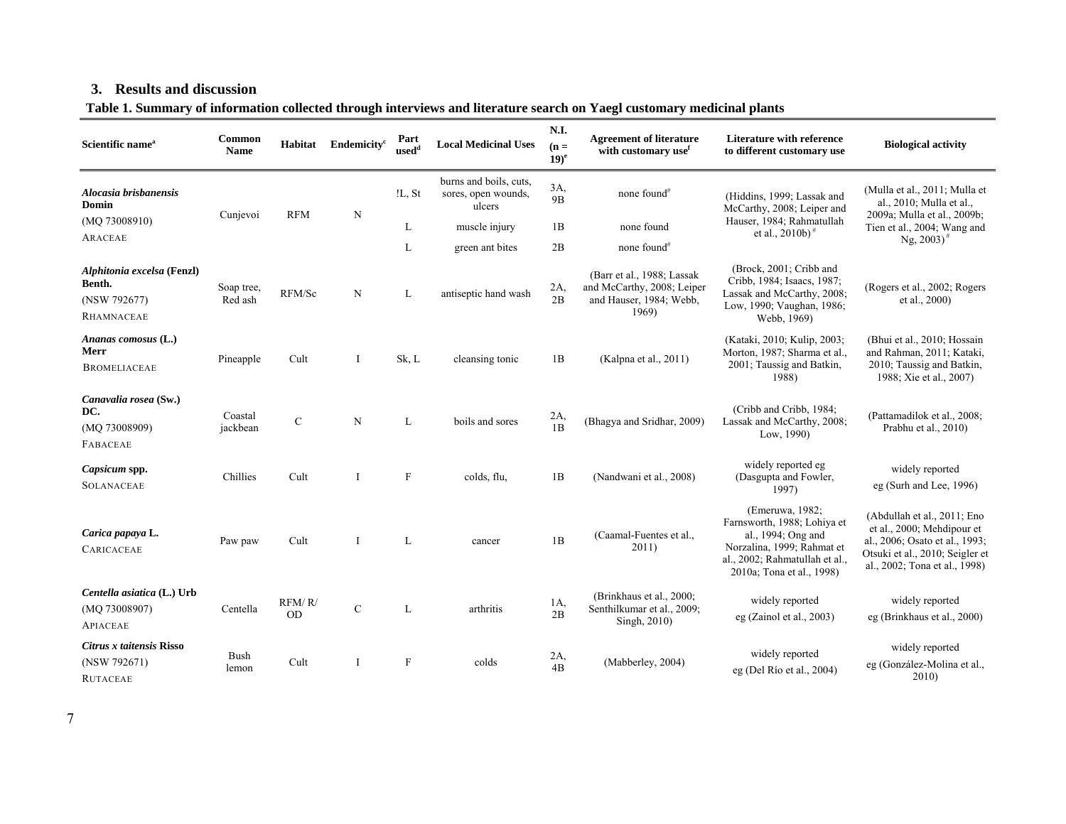## 3. Results and discussion

**Table 1. Summary of information collected through interviews and literature search on Yaegl customary medicinal plants**

| Scientific name[a] | Common Name | Habitat | Endemicity[c] | Part used[d] | Local Medicinal Uses | N.I. (n = 19)[e] | Agreement of literature with customary use[f] | Literature with reference to different customary use | Biological activity |
|---|---|---|---|---|---|---|---|---|---|
| ***Alocasia brisbanensis* Domin** (MQ 73008910) ARACEAE | Cunjevoi | RFM | N | !L, St | burns and boils, cuts, sores, open wounds, ulcers | 3A, 9B | none found[#] | (Hiddins, 1999; Lassak and McCarthy, 2008; Leiper and Hauser, 1984; Rahmatullah et al., 2010b)[#] | (Mulla et al., 2011; Mulla et al., 2010; Mulla et al., 2009a; Mulla et al., 2009b; Tien et al., 2004; Wang and Ng, 2003)[#] |
| | | | | L | muscle injury | 1B | none found | | |
| | | | | L | green ant bites | 2B | none found[#] | | |
| ***Alphitonia excelsa* (Fenzl) Benth.** (NSW 792677) RHAMNACEAE | Soap tree, Red ash | RFM/Sc | N | L | antiseptic hand wash | 2A, 2B | (Barr et al., 1988; Lassak and McCarthy, 2008; Leiper and Hauser, 1984; Webb, 1969) | (Brock, 2001; Cribb and Cribb, 1984; Isaacs, 1987; Lassak and McCarthy, 2008; Low, 1990; Vaughan, 1986; Webb, 1969) | (Rogers et al., 2002; Rogers et al., 2000) |
| ***Ananas comosus* (L.) Merr** BROMELIACEAE | Pineapple | Cult | I | Sk, L | cleansing tonic | 1B | (Kalpna et al., 2011) | (Kataki, 2010; Kulip, 2003; Morton, 1987; Sharma et al., 2001; Taussig and Batkin, 1988) | (Bhui et al., 2010; Hossain and Rahman, 2011; Kataki, 2010; Taussig and Batkin, 1988; Xie et al., 2007) |
| ***Canavalia rosea* (Sw.) DC.** (MQ 73008909) FABACEAE | Coastal jackbean | C | N | L | boils and sores | 2A, 1B | (Bhagya and Sridhar, 2009) | (Cribb and Cribb, 1984; Lassak and McCarthy, 2008; Low, 1990) | (Pattamadilok et al., 2008; Prabhu et al., 2010) |
| ***Capsicum* spp.** SOLANACEAE | Chillies | Cult | I | F | colds, flu, | 1B | (Nandwani et al., 2008) | widely reported eg (Dasgupta and Fowler, 1997) | widely reported eg (Surh and Lee, 1996) |
| ***Carica papaya* L.** CARICACEAE | Paw paw | Cult | I | L | cancer | 1B | (Caamal-Fuentes et al., 2011) | (Emeruwa, 1982; Farnsworth, 1988; Lohiya et al., 1994; Ong and Norzalina, 1999; Rahmat et al., 2002; Rahmatullah et al., 2010a; Tona et al., 1998) | (Abdullah et al., 2011; Eno et al., 2000; Mehdipour et al., 2006; Osato et al., 1993; Otsuki et al., 2010; Seigler et al., 2002; Tona et al., 1998) |
| ***Centella asiatica* (L.) Urb** (MQ 73008907) APIACEAE | Centella | RFM/ R/ OD | C | L | arthritis | 1A, 2B | (Brinkhaus et al., 2000; Senthilkumar et al., 2009; Singh, 2010) | widely reported eg (Zainol et al., 2003) | widely reported eg (Brinkhaus et al., 2000) |
| ***Citrus x taitensis* Risso** (NSW 792671) RUTACEAE | Bush lemon | Cult | I | F | colds | 2A, 4B | (Mabberley, 2004) | widely reported eg (Del Río et al., 2004) | widely reported eg (González-Molina et al., 2010) |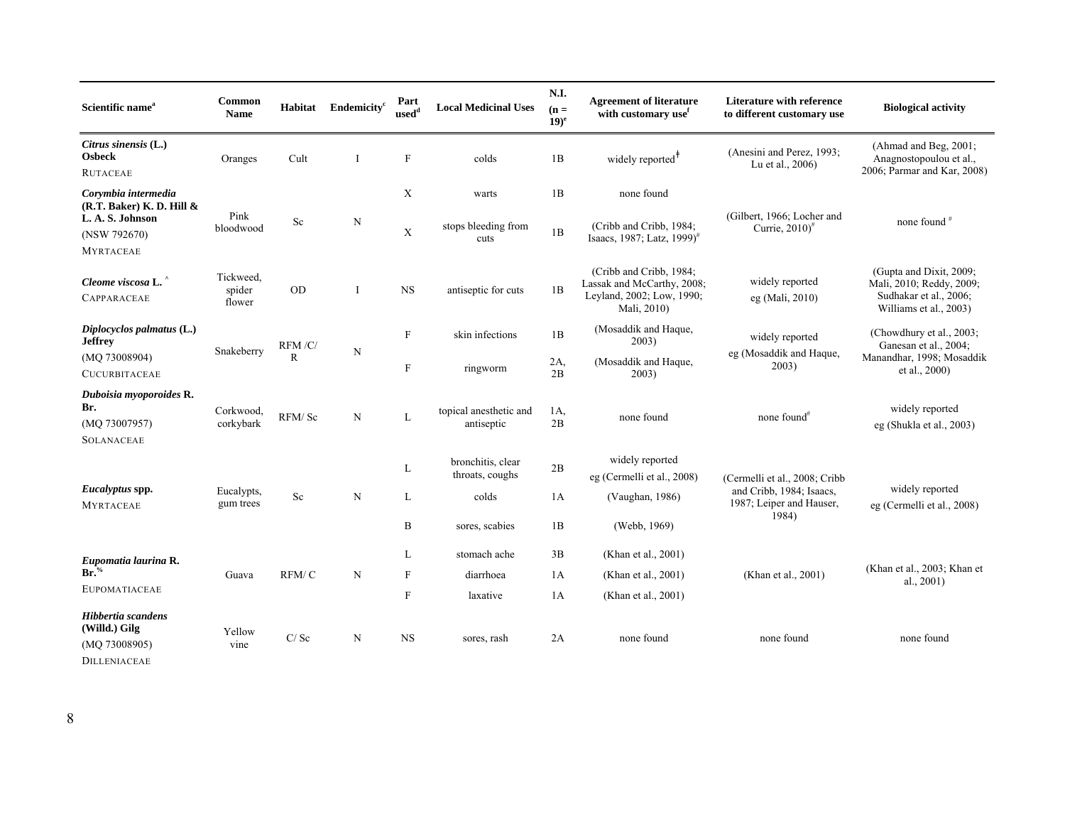| Scientific name[a] | Common Name | Habitat | Endemicity[c] | Part used[d] | Local Medicinal Uses | N.I. (n = 19)[e] | Agreement of literature with customary use[f] | Literature with reference to different customary use | Biological activity |
|---|---|---|---|---|---|---|---|---|---|
| ***Citrus sinensis* (L.) Osbeck** RUTACEAE | Oranges | Cult | I | F | colds | 1B | widely reported[ǂ] | (Anesini and Perez, 1993; Lu et al., 2006) | (Ahmad and Beg, 2001; Anagnostopoulou et al., 2006; Parmar and Kar, 2008) |
| ***Corymbia intermedia* (R.T. Baker) K. D. Hill & L. A. S. Johnson** (NSW 792670) MYRTACEAE | Pink bloodwood | Sc | N | X | warts | 1B | none found | (Gilbert, 1966; Locher and Currie, 2010)[#] | none found [#] |
| | | | | X | stops bleeding from cuts | 1B | (Cribb and Cribb, 1984; Isaacs, 1987; Latz, 1999)[#] | | |
| ***Cleome viscosa* L.** [^] CAPPARACEAE | Tickweed, spider flower | OD | I | NS | antiseptic for cuts | 1B | (Cribb and Cribb, 1984; Lassak and McCarthy, 2008; Leyland, 2002; Low, 1990; Mali, 2010) | widely reported eg (Mali, 2010) | (Gupta and Dixit, 2009; Mali, 2010; Reddy, 2009; Sudhakar et al., 2006; Williams et al., 2003) |
| ***Diplocyclos palmatus* (L.) Jeffrey** (MQ 73008904) CUCURBITACEAE | Snakeberry | RFM /C/ R | N | F | skin infections | 1B | (Mosaddik and Haque, 2003) | widely reported eg (Mosaddik and Haque, 2003) | (Chowdhury et al., 2003; Ganesan et al., 2004; Manandhar, 1998; Mosaddik et al., 2000) |
| | | | | F | ringworm | 2A, 2B | (Mosaddik and Haque, 2003) | | |
| ***Duboisia myoporoides* R. Br.** (MQ 73007957) SOLANACEAE | Corkwood, corkybark | RFM/ Sc | N | L | topical anesthetic and antiseptic | 1A, 2B | none found | none found[#] | widely reported eg (Shukla et al., 2003) |
| ***Eucalyptus* spp.** MYRTACEAE | Eucalypts, gum trees | Sc | N | L | bronchitis, clear throats, coughs | 2B | widely reported eg (Cermelli et al., 2008) | (Cermelli et al., 2008; Cribb and Cribb, 1984; Isaacs, 1987; Leiper and Hauser, 1984) | widely reported eg (Cermelli et al., 2008) |
| | | | | L | colds | 1A | (Vaughan, 1986) | | |
| | | | | B | sores, scabies | 1B | (Webb, 1969) | | |
| ***Eupomatia laurina* R. Br.**[%] EUPOMATIACEAE | Guava | RFM/ C | N | L | stomach ache | 3B | (Khan et al., 2001) | (Khan et al., 2001) | (Khan et al., 2003; Khan et al., 2001) |
| | | | | F | diarrhoea | 1A | (Khan et al., 2001) | | |
| | | | | F | laxative | 1A | (Khan et al., 2001) | | |
| ***Hibbertia scandens* (Willd.) Gilg** (MQ 73008905) DILLENIACEAE | Yellow vine | C/ Sc | N | NS | sores, rash | 2A | none found | none found | none found |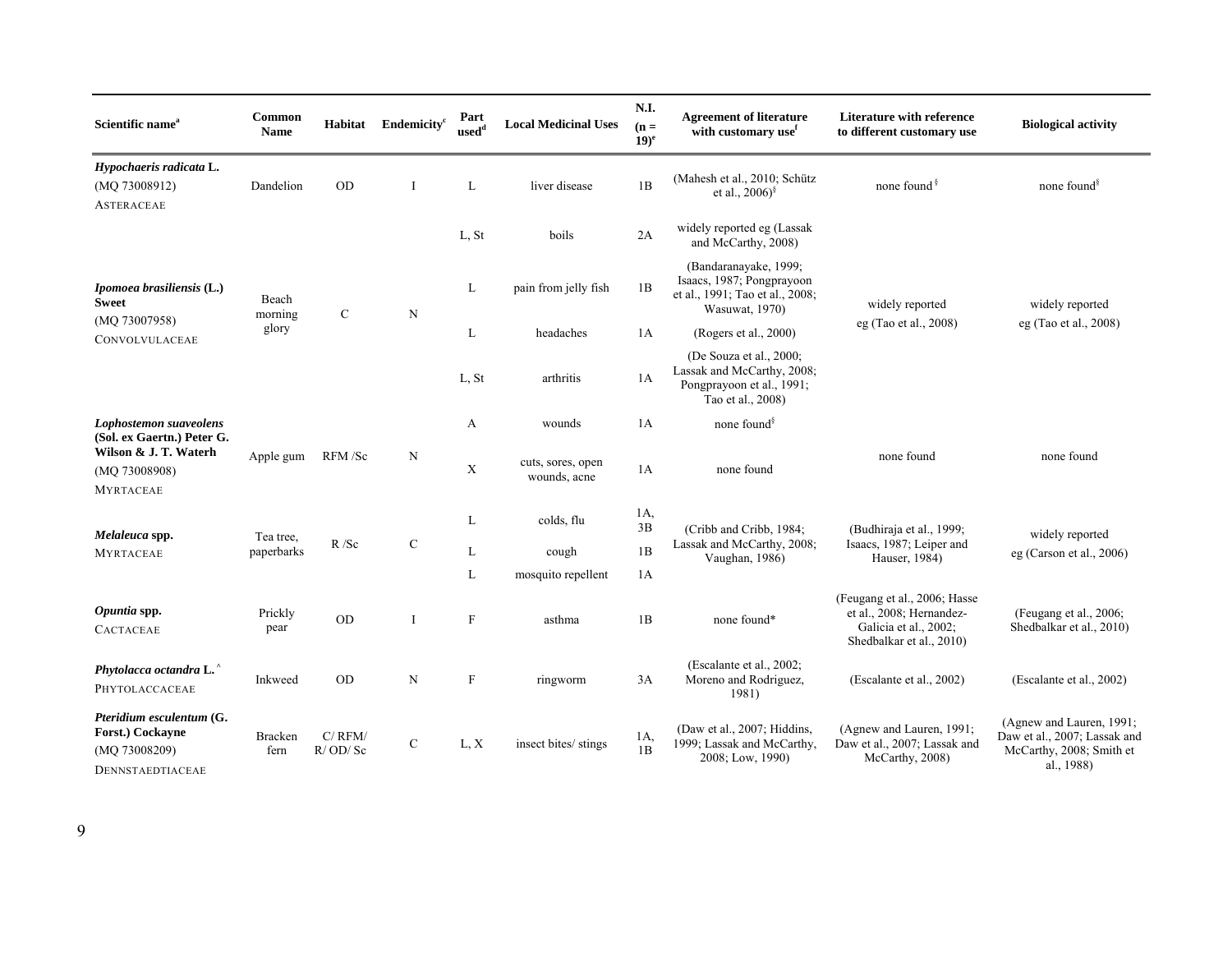| Scientific name[a] | Common Name | Habitat | Endemicity[c] | Part used[d] | Local Medicinal Uses | N.I. (n = 19)[e] | Agreement of literature with customary use[f] | Literature with reference to different customary use | Biological activity |
|---|---|---|---|---|---|---|---|---|---|
| ***Hypochaeris radicata* L.** (MQ 73008912) ASTERACEAE | Dandelion | OD | I | L | liver disease | 1B | (Mahesh et al., 2010; Schütz et al., 2006)[§] | none found [§] | none found[§] |
| ***Ipomoea brasiliensis* (L.) Sweet** (MQ 73007958) CONVOLVULACEAE | Beach morning glory | C | N | L, St | boils | 2A | widely reported eg (Lassak and McCarthy, 2008) | widely reported eg (Tao et al., 2008) | widely reported eg (Tao et al., 2008) |
| | | | | L | pain from jelly fish | 1B | (Bandaranayake, 1999; Isaacs, 1987; Pongprayoon et al., 1991; Tao et al., 2008; Wasuwat, 1970) | | |
| | | | | L | headaches | 1A | (Rogers et al., 2000) | | |
| | | | | L, St | arthritis | 1A | (De Souza et al., 2000; Lassak and McCarthy, 2008; Pongprayoon et al., 1991; Tao et al., 2008) | | |
| ***Lophostemon suaveolens* (Sol. ex Gaertn.) Peter G. Wilson & J. T. Waterh** (MQ 73008908) MYRTACEAE | Apple gum | RFM /Sc | N | A | wounds | 1A | none found[§] | none found | none found |
| | | | | X | cuts, sores, open wounds, acne | 1A | none found | | |
| ***Melaleuca* spp.** MYRTACEAE | Tea tree, paperbarks | R /Sc | C | L | colds, flu | 1A, 3B | (Cribb and Cribb, 1984; Lassak and McCarthy, 2008; Vaughan, 1986) | (Budhiraja et al., 1999; Isaacs, 1987; Leiper and Hauser, 1984) | widely reported eg (Carson et al., 2006) |
| | | | | L | cough | 1B | | | |
| | | | | L | mosquito repellent | 1A | | | |
| ***Opuntia* spp.** CACTACEAE | Prickly pear | OD | I | F | asthma | 1B | none found* | (Feugang et al., 2006; Hasse et al., 2008; Hernandez-Galicia et al., 2002; Shedbalkar et al., 2010) | (Feugang et al., 2006; Shedbalkar et al., 2010) |
| ***Phytolacca octandra* L.**[^] PHYTOLACCACEAE | Inkweed | OD | N | F | ringworm | 3A | (Escalante et al., 2002; Moreno and Rodriguez, 1981) | (Escalante et al., 2002) | (Escalante et al., 2002) |
| ***Pteridium esculentum* (G. Forst.) Cockayne** (MQ 73008209) DENNSTAEDTIACEAE | Bracken fern | C/ RFM/ R/ OD/ Sc | C | L, X | insect bites/ stings | 1A, 1B | (Daw et al., 2007; Hiddins, 1999; Lassak and McCarthy, 2008; Low, 1990) | (Agnew and Lauren, 1991; Daw et al., 2007; Lassak and McCarthy, 2008) | (Agnew and Lauren, 1991; Daw et al., 2007; Lassak and McCarthy, 2008; Smith et al., 1988) |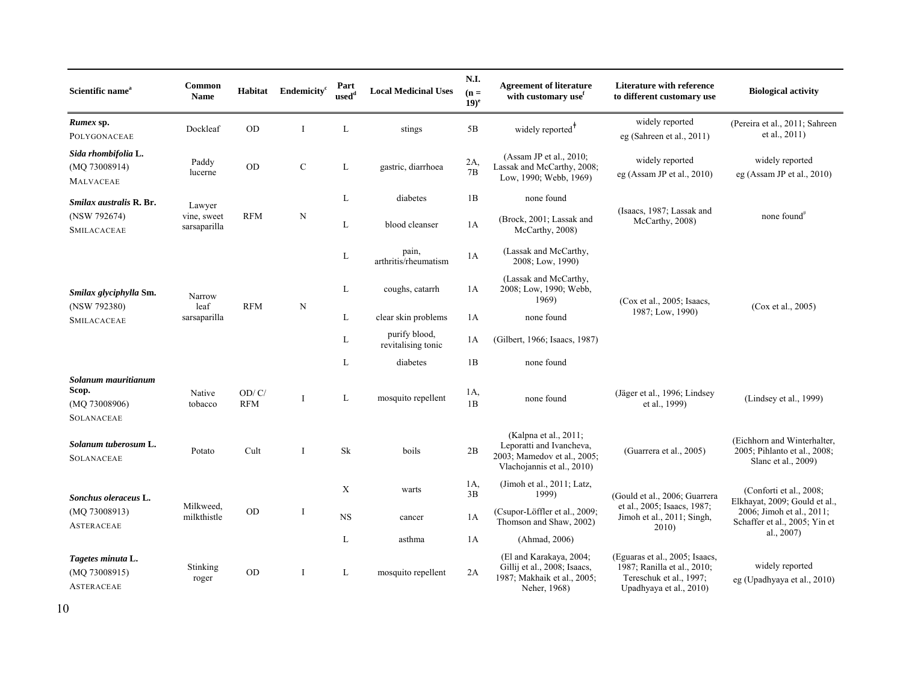| Scientific name[a] | Common Name | Habitat | Endemicity[c] | Part used[d] | Local Medicinal Uses | N.I. (n = 19)[e] | Agreement of literature with customary use[f] | Literature with reference to different customary use | Biological activity |
|---|---|---|---|---|---|---|---|---|---|
| ***Rumex* sp.** POLYGONACEAE | Dockleaf | OD | I | L | stings | 5B | widely reported[ǂ] | widely reported eg (Sahreen et al., 2011) | (Pereira et al., 2011; Sahreen et al., 2011) |
| ***Sida rhombifolia* L.** (MQ 73008914) MALVACEAE | Paddy lucerne | OD | C | L | gastric, diarrhoea | 2A, 7B | (Assam JP et al., 2010; Lassak and McCarthy, 2008; Low, 1990; Webb, 1969) | widely reported eg (Assam JP et al., 2010) | widely reported eg (Assam JP et al., 2010) |
| ***Smilax australis* R. Br.** (NSW 792674) SMILACACEAE | Lawyer vine, sweet sarsaparilla | RFM | N | L | diabetes | 1B | none found | (Isaacs, 1987; Lassak and McCarthy, 2008) | none found[#] |
| | | | | L | blood cleanser | 1A | (Brock, 2001; Lassak and McCarthy, 2008) | | |
| ***Smilax glyciphylla* Sm.** (NSW 792380) SMILACACEAE | Narrow leaf sarsaparilla | RFM | N | L | pain, arthritis/rheumatism | 1A | (Lassak and McCarthy, 2008; Low, 1990) | (Cox et al., 2005; Isaacs, 1987; Low, 1990) | (Cox et al., 2005) |
| | | | | L | coughs, catarrh | 1A | (Lassak and McCarthy, 2008; Low, 1990; Webb, 1969) | | |
| | | | | L | clear skin problems | 1A | none found | | |
| | | | | L | purify blood, revitalising tonic | 1A | (Gilbert, 1966; Isaacs, 1987) | | |
| | | | | L | diabetes | 1B | none found | | |
| ***Solanum mauritianum* Scop.** (MQ 73008906) SOLANACEAE | Native tobacco | OD/ C/ RFM | I | L | mosquito repellent | 1A, 1B | none found | (Jäger et al., 1996; Lindsey et al., 1999) | (Lindsey et al., 1999) |
| ***Solanum tuberosum* L.** SOLANACEAE | Potato | Cult | I | Sk | boils | 2B | (Kalpna et al., 2011; Leporatti and Ivancheva, 2003; Mamedov et al., 2005; Vlachojannis et al., 2010) | (Guarrera et al., 2005) | (Eichhorn and Winterhalter, 2005; Pihlanto et al., 2008; Slanc et al., 2009) |
| ***Sonchus oleraceus* L.** (MQ 73008913) ASTERACEAE | Milkweed, milkthistle | OD | I | X | warts | 1A, 3B | (Jimoh et al., 2011; Latz, 1999) | (Gould et al., 2006; Guarrera et al., 2005; Isaacs, 1987; Jimoh et al., 2011; Singh, 2010) | (Conforti et al., 2008; Elkhayat, 2009; Gould et al., 2006; Jimoh et al., 2011; Schaffer et al., 2005; Yin et al., 2007) |
| | | | | NS | cancer | 1A | (Csupor-Löffler et al., 2009; Thomson and Shaw, 2002) | | |
| | | | | L | asthma | 1A | (Ahmad, 2006) | | |
| ***Tagetes minuta* L.** (MQ 73008915) ASTERACEAE | Stinking roger | OD | I | L | mosquito repellent | 2A | (El and Karakaya, 2004; Gillij et al., 2008; Isaacs, 1987; Makhaik et al., 2005; Neher, 1968) | (Eguaras et al., 2005; Isaacs, 1987; Ranilla et al., 2010; Tereschuk et al., 1997; Upadhyaya et al., 2010) | widely reported eg (Upadhyaya et al., 2010) |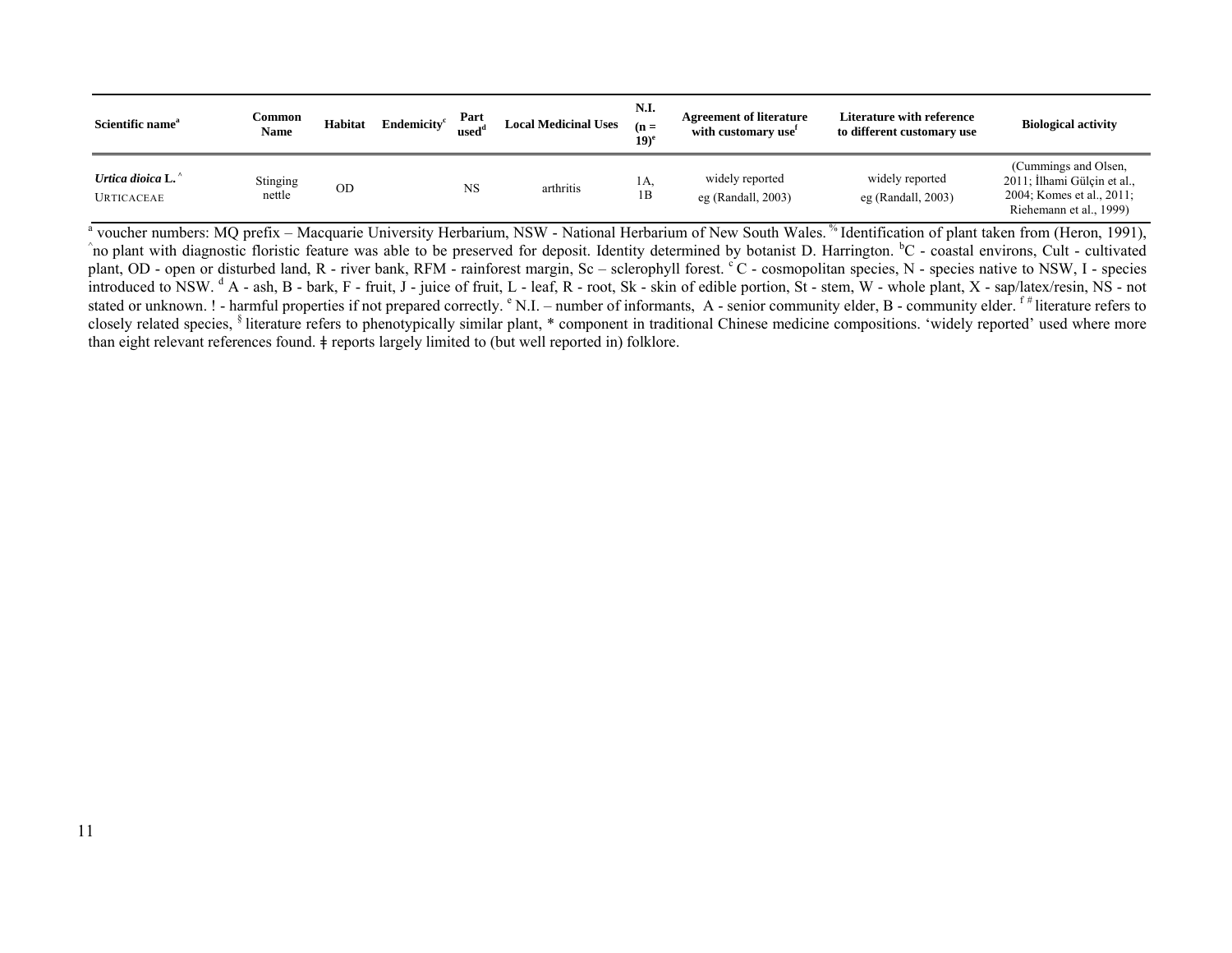| Scientific name[a] | Common Name | Habitat | Endemicity[c] | Part used[d] | Local Medicinal Uses | N.I. (n = 19)[e] | Agreement of literature with customary use[f] | Literature with reference to different customary use | Biological activity |
|---|---|---|---|---|---|---|---|---|---|
| ***Urtica dioica* L.**[^] URTICACEAE | Stinging nettle | OD | | NS | arthritis | 1A, 1B | widely reported eg (Randall, 2003) | widely reported eg (Randall, 2003) | (Cummings and Olsen, 2011; İlhami Gülçin et al., 2004; Komes et al., 2011; Riehemann et al., 1999) |

[a] voucher numbers: MQ prefix – Macquarie University Herbarium, NSW - National Herbarium of New South Wales. [%] Identification of plant taken from (Heron, 1991), [^] no plant with diagnostic floristic feature was able to be preserved for deposit. Identity determined by botanist D. Harrington. [b] C - coastal environs, Cult - cultivated plant, OD - open or disturbed land, R - river bank, RFM - rainforest margin, Sc – sclerophyll forest. [c] C - cosmopolitan species, N - species native to NSW, I - species introduced to NSW. [d] A - ash, B - bark, F - fruit, J - juice of fruit, L - leaf, R - root, Sk - skin of edible portion, St - stem, W - whole plant, X - sap/latex/resin, NS - not stated or unknown. ! - harmful properties if not prepared correctly. [e] N.I. – number of informants, A - senior community elder, B - community elder. [f] [#] literature refers to closely related species, [§] literature refers to phenotypically similar plant, * component in traditional Chinese medicine compositions. 'widely reported' used where more than eight relevant references found. ǂ reports largely limited to (but well reported in) folklore.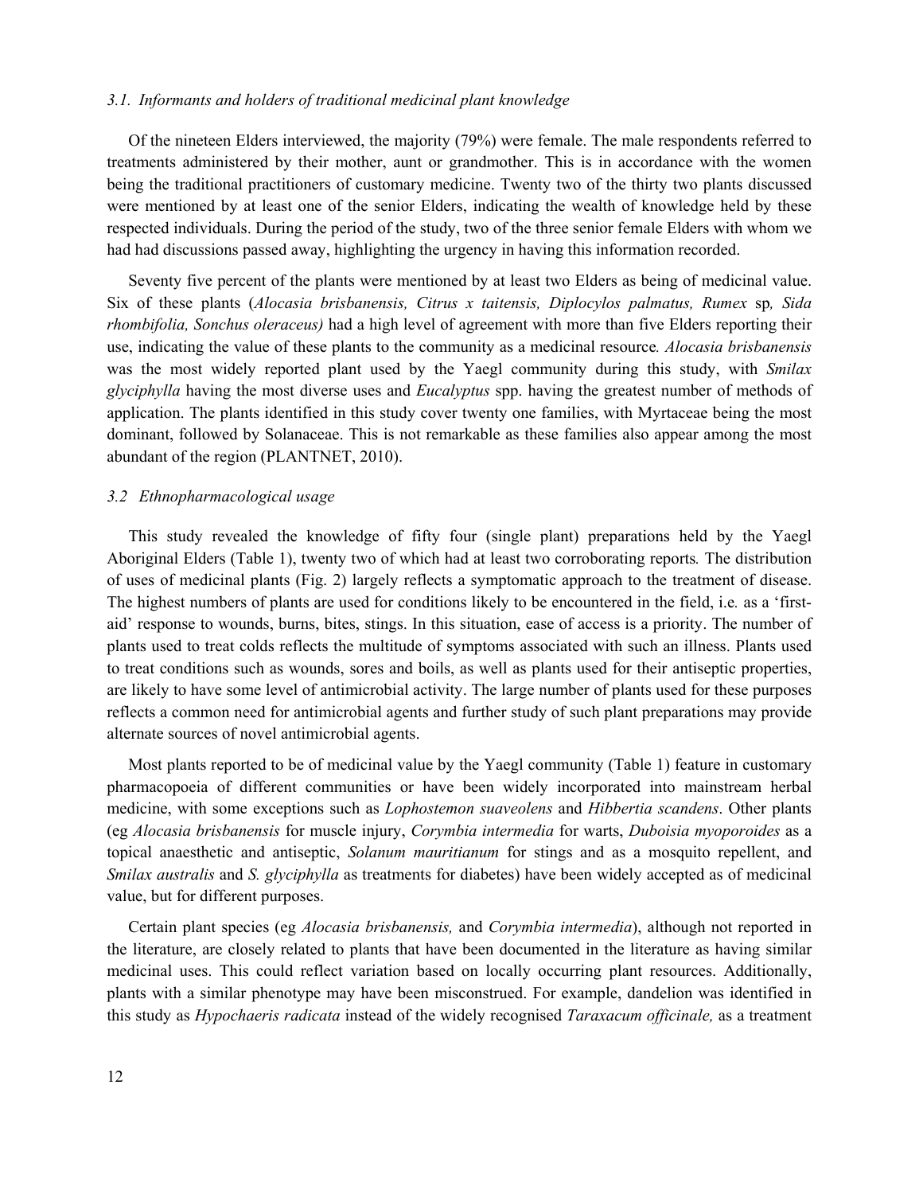### *3.1. Informants and holders of traditional medicinal plant knowledge*

Of the nineteen Elders interviewed, the majority (79%) were female. The male respondents referred to treatments administered by their mother, aunt or grandmother. This is in accordance with the women being the traditional practitioners of customary medicine. Twenty two of the thirty two plants discussed were mentioned by at least one of the senior Elders, indicating the wealth of knowledge held by these respected individuals. During the period of the study, two of the three senior female Elders with whom we had had discussions passed away, highlighting the urgency in having this information recorded.

Seventy five percent of the plants were mentioned by at least two Elders as being of medicinal value. Six of these plants (*Alocasia brisbanensis, Citrus x taitensis, Diplocylos palmatus, Rumex* sp*, Sida rhombifolia, Sonchus oleraceus)* had a high level of agreement with more than five Elders reporting their use, indicating the value of these plants to the community as a medicinal resource*. Alocasia brisbanensis* was the most widely reported plant used by the Yaegl community during this study, with *Smilax glyciphylla* having the most diverse uses and *Eucalyptus* spp. having the greatest number of methods of application. The plants identified in this study cover twenty one families, with Myrtaceae being the most dominant, followed by Solanaceae. This is not remarkable as these families also appear among the most abundant of the region (PLANTNET, 2010).

### *3.2 Ethnopharmacological usage*

This study revealed the knowledge of fifty four (single plant) preparations held by the Yaegl Aboriginal Elders (Table 1), twenty two of which had at least two corroborating reports*.* The distribution of uses of medicinal plants (Fig. 2) largely reflects a symptomatic approach to the treatment of disease. The highest numbers of plants are used for conditions likely to be encountered in the field, i.e*.* as a 'first-aid' response to wounds, burns, bites, stings. In this situation, ease of access is a priority. The number of plants used to treat colds reflects the multitude of symptoms associated with such an illness. Plants used to treat conditions such as wounds, sores and boils, as well as plants used for their antiseptic properties, are likely to have some level of antimicrobial activity. The large number of plants used for these purposes reflects a common need for antimicrobial agents and further study of such plant preparations may provide alternate sources of novel antimicrobial agents.

Most plants reported to be of medicinal value by the Yaegl community (Table 1) feature in customary pharmacopoeia of different communities or have been widely incorporated into mainstream herbal medicine, with some exceptions such as *Lophostemon suaveolens* and *Hibbertia scandens*. Other plants (eg *Alocasia brisbanensis* for muscle injury, *Corymbia intermedia* for warts, *Duboisia myoporoides* as a topical anaesthetic and antiseptic, *Solanum mauritianum* for stings and as a mosquito repellent, and *Smilax australis* and *S. glyciphylla* as treatments for diabetes) have been widely accepted as of medicinal value, but for different purposes.

Certain plant species (eg *Alocasia brisbanensis,* and *Corymbia intermedia*), although not reported in the literature, are closely related to plants that have been documented in the literature as having similar medicinal uses. This could reflect variation based on locally occurring plant resources. Additionally, plants with a similar phenotype may have been misconstrued. For example, dandelion was identified in this study as *Hypochaeris radicata* instead of the widely recognised *Taraxacum officinale,* as a treatment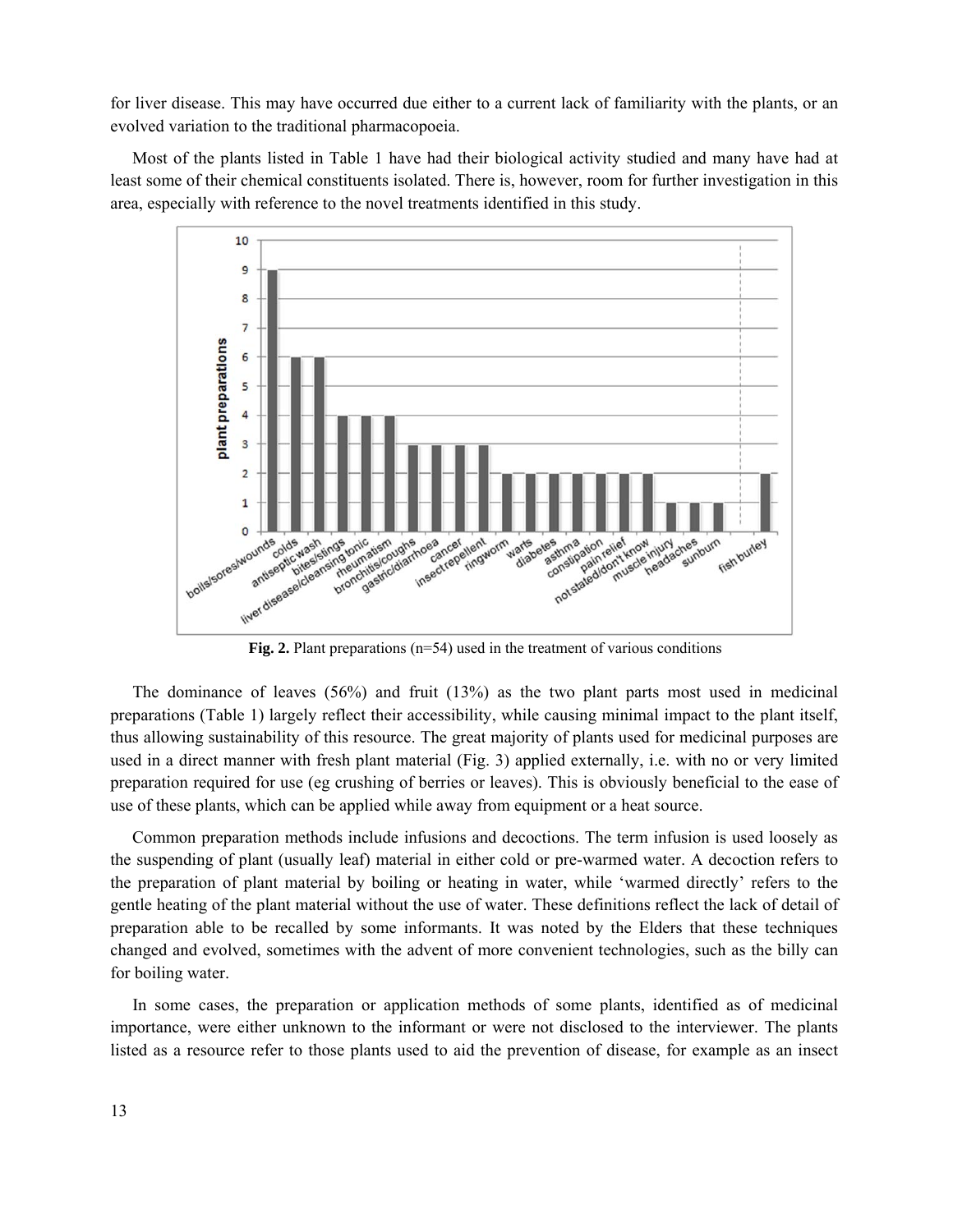for liver disease. This may have occurred due either to a current lack of familiarity with the plants, or an evolved variation to the traditional pharmacopoeia.

Most of the plants listed in Table 1 have had their biological activity studied and many have had at least some of their chemical constituents isolated. There is, however, room for further investigation in this area, especially with reference to the novel treatments identified in this study.

**Fig. 2.** Plant preparations (n=54) used in the treatment of various conditions

The dominance of leaves (56%) and fruit (13%) as the two plant parts most used in medicinal preparations (Table 1) largely reflect their accessibility, while causing minimal impact to the plant itself, thus allowing sustainability of this resource. The great majority of plants used for medicinal purposes are used in a direct manner with fresh plant material (Fig. 3) applied externally, i.e. with no or very limited preparation required for use (eg crushing of berries or leaves). This is obviously beneficial to the ease of use of these plants, which can be applied while away from equipment or a heat source.

Common preparation methods include infusions and decoctions. The term infusion is used loosely as the suspending of plant (usually leaf) material in either cold or pre-warmed water. A decoction refers to the preparation of plant material by boiling or heating in water, while 'warmed directly' refers to the gentle heating of the plant material without the use of water. These definitions reflect the lack of detail of preparation able to be recalled by some informants. It was noted by the Elders that these techniques changed and evolved, sometimes with the advent of more convenient technologies, such as the billy can for boiling water.

In some cases, the preparation or application methods of some plants, identified as of medicinal importance, were either unknown to the informant or were not disclosed to the interviewer. The plants listed as a resource refer to those plants used to aid the prevention of disease, for example as an insect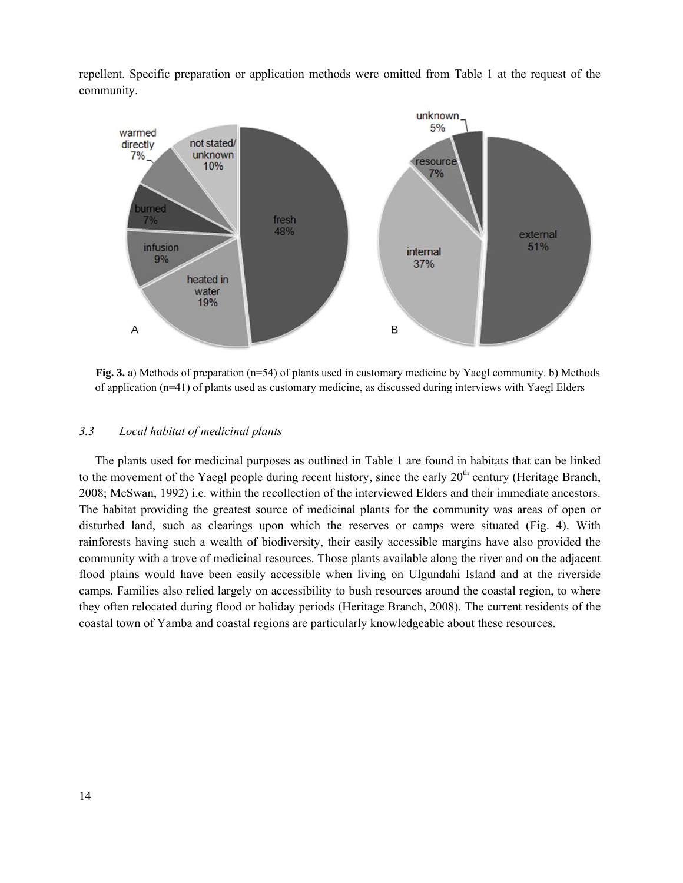repellent. Specific preparation or application methods were omitted from Table 1 at the request of the community.

**Fig. 3.** a) Methods of preparation (n=54) of plants used in customary medicine by Yaegl community. b) Methods of application (n=41) of plants used as customary medicine, as discussed during interviews with Yaegl Elders

### 3.3 Local habitat of medicinal plants

The plants used for medicinal purposes as outlined in Table 1 are found in habitats that can be linked to the movement of the Yaegl people during recent history, since the early 20th century (Heritage Branch, 2008; McSwan, 1992) i.e. within the recollection of the interviewed Elders and their immediate ancestors. The habitat providing the greatest source of medicinal plants for the community was areas of open or disturbed land, such as clearings upon which the reserves or camps were situated (Fig. 4). With rainforests having such a wealth of biodiversity, their easily accessible margins have also provided the community with a trove of medicinal resources. Those plants available along the river and on the adjacent flood plains would have been easily accessible when living on Ulgundahi Island and at the riverside camps. Families also relied largely on accessibility to bush resources around the coastal region, to where they often relocated during flood or holiday periods (Heritage Branch, 2008). The current residents of the coastal town of Yamba and coastal regions are particularly knowledgeable about these resources.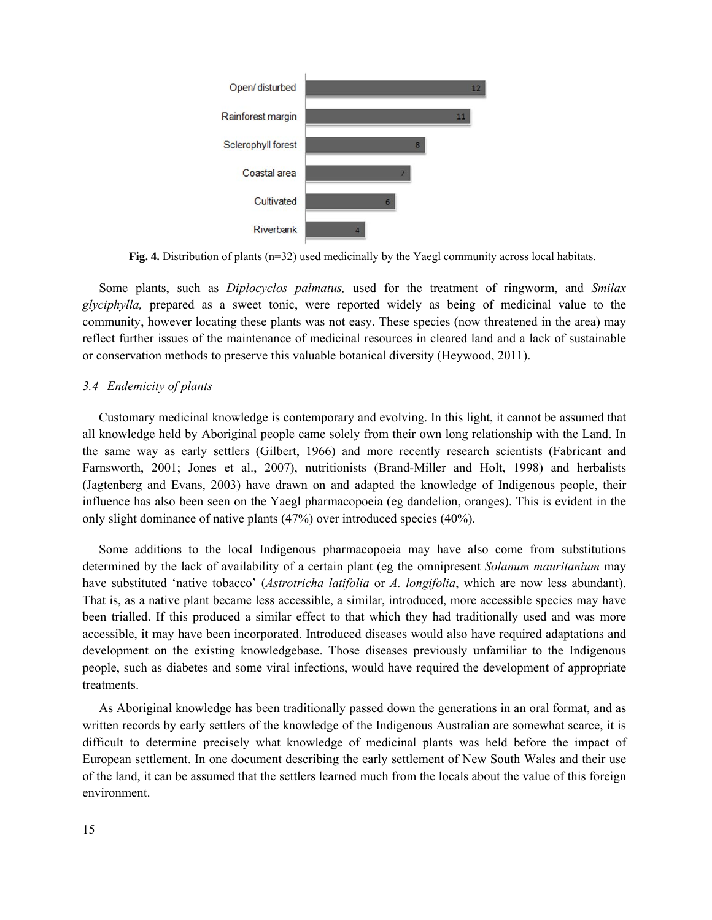| Habitat | Number of plants |
| --- | --- |
| Open/ disturbed | 12 |
| Rainforest margin | 11 |
| Sclerophyll forest | 8 |
| Coastal area | 7 |
| Cultivated | 6 |
| Riverbank | 4 |

**Fig. 4.** Distribution of plants (n=32) used medicinally by the Yaegl community across local habitats.

Some plants, such as *Diplocyclos palmatus,* used for the treatment of ringworm, and *Smilax glyciphylla,* prepared as a sweet tonic, were reported widely as being of medicinal value to the community, however locating these plants was not easy. These species (now threatened in the area) may reflect further issues of the maintenance of medicinal resources in cleared land and a lack of sustainable or conservation methods to preserve this valuable botanical diversity (Heywood, 2011).

### *3.4 Endemicity of plants*

Customary medicinal knowledge is contemporary and evolving. In this light, it cannot be assumed that all knowledge held by Aboriginal people came solely from their own long relationship with the Land. In the same way as early settlers (Gilbert, 1966) and more recently research scientists (Fabricant and Farnsworth, 2001; Jones et al., 2007), nutritionists (Brand-Miller and Holt, 1998) and herbalists (Jagtenberg and Evans, 2003) have drawn on and adapted the knowledge of Indigenous people, their influence has also been seen on the Yaegl pharmacopoeia (eg dandelion, oranges). This is evident in the only slight dominance of native plants (47%) over introduced species (40%).

Some additions to the local Indigenous pharmacopoeia may have also come from substitutions determined by the lack of availability of a certain plant (eg the omnipresent *Solanum mauritanium* may have substituted 'native tobacco' (*Astrotricha latifolia* or *A. longifolia*, which are now less abundant). That is, as a native plant became less accessible, a similar, introduced, more accessible species may have been trialled. If this produced a similar effect to that which they had traditionally used and was more accessible, it may have been incorporated. Introduced diseases would also have required adaptations and development on the existing knowledgebase. Those diseases previously unfamiliar to the Indigenous people, such as diabetes and some viral infections, would have required the development of appropriate treatments.

As Aboriginal knowledge has been traditionally passed down the generations in an oral format, and as written records by early settlers of the knowledge of the Indigenous Australian are somewhat scarce, it is difficult to determine precisely what knowledge of medicinal plants was held before the impact of European settlement. In one document describing the early settlement of New South Wales and their use of the land, it can be assumed that the settlers learned much from the locals about the value of this foreign environment.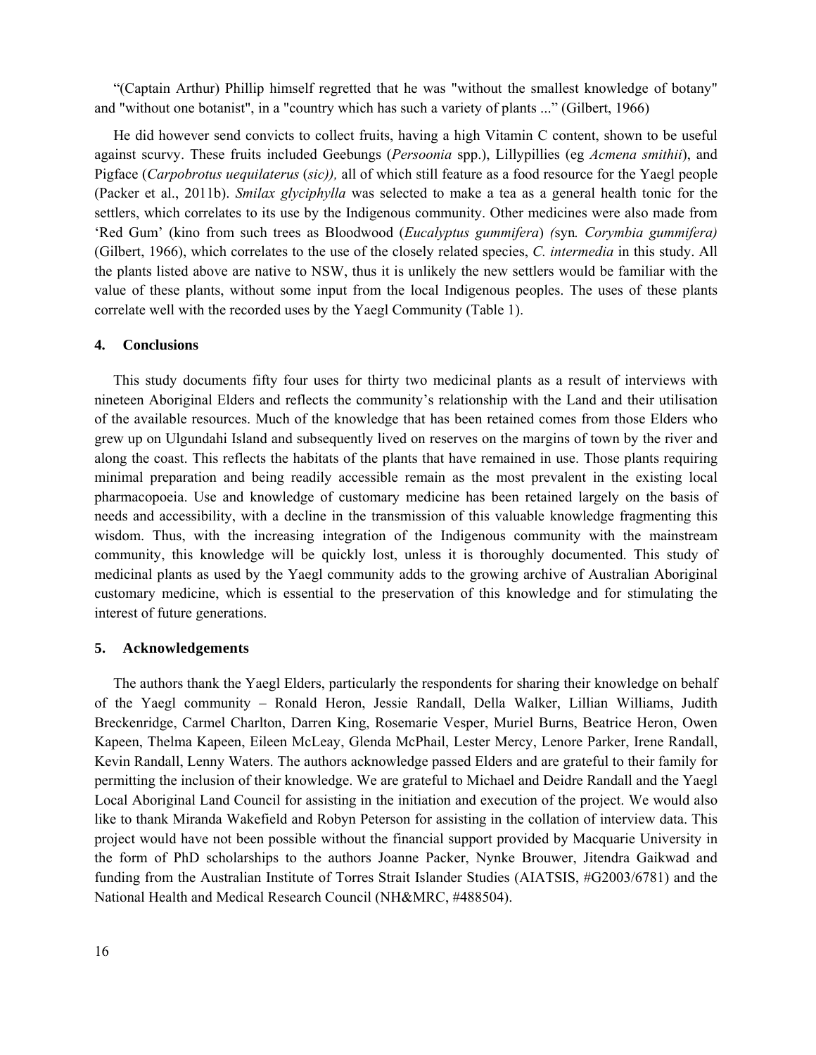"(Captain Arthur) Phillip himself regretted that he was "without the smallest knowledge of botany" and "without one botanist", in a "country which has such a variety of plants ..." (Gilbert, 1966)

He did however send convicts to collect fruits, having a high Vitamin C content, shown to be useful against scurvy. These fruits included Geebungs (*Persoonia* spp.), Lillypillies (eg *Acmena smithii*), and Pigface (*Carpobrotus uequilaterus* (*sic*)), all of which still feature as a food resource for the Yaegl people (Packer et al., 2011b). *Smilax glyciphylla* was selected to make a tea as a general health tonic for the settlers, which correlates to its use by the Indigenous community. Other medicines were also made from 'Red Gum' (kino from such trees as Bloodwood (*Eucalyptus gummifera*) *(*syn*. Corymbia gummifera)* (Gilbert, 1966), which correlates to the use of the closely related species, *C. intermedia* in this study. All the plants listed above are native to NSW, thus it is unlikely the new settlers would be familiar with the value of these plants, without some input from the local Indigenous peoples. The uses of these plants correlate well with the recorded uses by the Yaegl Community (Table 1).

## 4. Conclusions

This study documents fifty four uses for thirty two medicinal plants as a result of interviews with nineteen Aboriginal Elders and reflects the community's relationship with the Land and their utilisation of the available resources. Much of the knowledge that has been retained comes from those Elders who grew up on Ulgundahi Island and subsequently lived on reserves on the margins of town by the river and along the coast. This reflects the habitats of the plants that have remained in use. Those plants requiring minimal preparation and being readily accessible remain as the most prevalent in the existing local pharmacopoeia. Use and knowledge of customary medicine has been retained largely on the basis of needs and accessibility, with a decline in the transmission of this valuable knowledge fragmenting this wisdom. Thus, with the increasing integration of the Indigenous community with the mainstream community, this knowledge will be quickly lost, unless it is thoroughly documented. This study of medicinal plants as used by the Yaegl community adds to the growing archive of Australian Aboriginal customary medicine, which is essential to the preservation of this knowledge and for stimulating the interest of future generations.

## 5. Acknowledgements

The authors thank the Yaegl Elders, particularly the respondents for sharing their knowledge on behalf of the Yaegl community – Ronald Heron, Jessie Randall, Della Walker, Lillian Williams, Judith Breckenridge, Carmel Charlton, Darren King, Rosemarie Vesper, Muriel Burns, Beatrice Heron, Owen Kapeen, Thelma Kapeen, Eileen McLeay, Glenda McPhail, Lester Mercy, Lenore Parker, Irene Randall, Kevin Randall, Lenny Waters. The authors acknowledge passed Elders and are grateful to their family for permitting the inclusion of their knowledge. We are grateful to Michael and Deidre Randall and the Yaegl Local Aboriginal Land Council for assisting in the initiation and execution of the project. We would also like to thank Miranda Wakefield and Robyn Peterson for assisting in the collation of interview data. This project would have not been possible without the financial support provided by Macquarie University in the form of PhD scholarships to the authors Joanne Packer, Nynke Brouwer, Jitendra Gaikwad and funding from the Australian Institute of Torres Strait Islander Studies (AIATSIS, #G2003/6781) and the National Health and Medical Research Council (NH&MRC, #488504).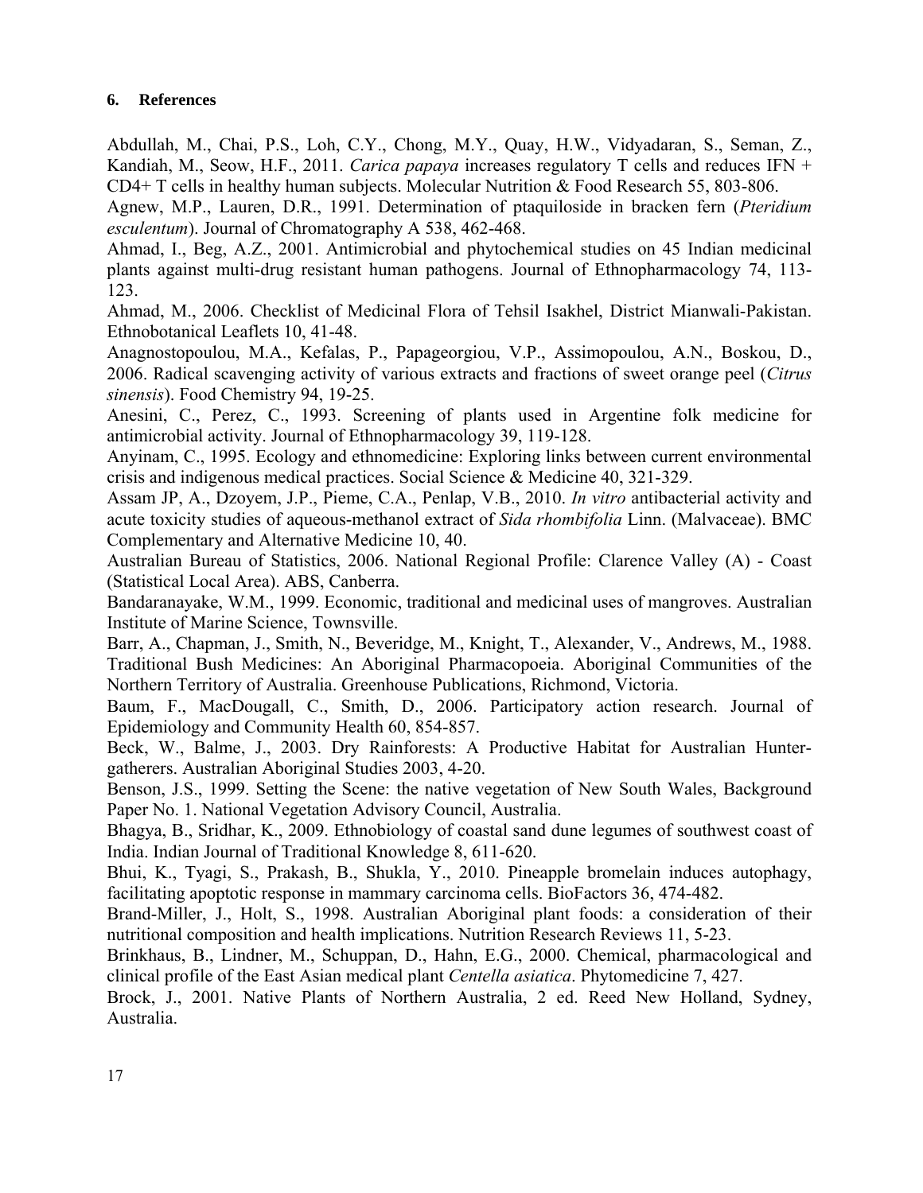## 6. References

Abdullah, M., Chai, P.S., Loh, C.Y., Chong, M.Y., Quay, H.W., Vidyadaran, S., Seman, Z., Kandiah, M., Seow, H.F., 2011. *Carica papaya* increases regulatory T cells and reduces IFN + CD4+ T cells in healthy human subjects. Molecular Nutrition & Food Research 55, 803-806.

Agnew, M.P., Lauren, D.R., 1991. Determination of ptaquiloside in bracken fern (*Pteridium esculentum*). Journal of Chromatography A 538, 462-468.

Ahmad, I., Beg, A.Z., 2001. Antimicrobial and phytochemical studies on 45 Indian medicinal plants against multi-drug resistant human pathogens. Journal of Ethnopharmacology 74, 113-123.

Ahmad, M., 2006. Checklist of Medicinal Flora of Tehsil Isakhel, District Mianwali-Pakistan. Ethnobotanical Leaflets 10, 41-48.

Anagnostopoulou, M.A., Kefalas, P., Papageorgiou, V.P., Assimopoulou, A.N., Boskou, D., 2006. Radical scavenging activity of various extracts and fractions of sweet orange peel (*Citrus sinensis*). Food Chemistry 94, 19-25.

Anesini, C., Perez, C., 1993. Screening of plants used in Argentine folk medicine for antimicrobial activity. Journal of Ethnopharmacology 39, 119-128.

Anyinam, C., 1995. Ecology and ethnomedicine: Exploring links between current environmental crisis and indigenous medical practices. Social Science & Medicine 40, 321-329.

Assam JP, A., Dzoyem, J.P., Pieme, C.A., Penlap, V.B., 2010. *In vitro* antibacterial activity and acute toxicity studies of aqueous-methanol extract of *Sida rhombifolia* Linn. (Malvaceae). BMC Complementary and Alternative Medicine 10, 40.

Australian Bureau of Statistics, 2006. National Regional Profile: Clarence Valley (A) - Coast (Statistical Local Area). ABS, Canberra.

Bandaranayake, W.M., 1999. Economic, traditional and medicinal uses of mangroves. Australian Institute of Marine Science, Townsville.

Barr, A., Chapman, J., Smith, N., Beveridge, M., Knight, T., Alexander, V., Andrews, M., 1988. Traditional Bush Medicines: An Aboriginal Pharmacopoeia. Aboriginal Communities of the Northern Territory of Australia. Greenhouse Publications, Richmond, Victoria.

Baum, F., MacDougall, C., Smith, D., 2006. Participatory action research. Journal of Epidemiology and Community Health 60, 854-857.

Beck, W., Balme, J., 2003. Dry Rainforests: A Productive Habitat for Australian Hunter-gatherers. Australian Aboriginal Studies 2003, 4-20.

Benson, J.S., 1999. Setting the Scene: the native vegetation of New South Wales, Background Paper No. 1. National Vegetation Advisory Council, Australia.

Bhagya, B., Sridhar, K., 2009. Ethnobiology of coastal sand dune legumes of southwest coast of India. Indian Journal of Traditional Knowledge 8, 611-620.

Bhui, K., Tyagi, S., Prakash, B., Shukla, Y., 2010. Pineapple bromelain induces autophagy, facilitating apoptotic response in mammary carcinoma cells. BioFactors 36, 474-482.

Brand-Miller, J., Holt, S., 1998. Australian Aboriginal plant foods: a consideration of their nutritional composition and health implications. Nutrition Research Reviews 11, 5-23.

Brinkhaus, B., Lindner, M., Schuppan, D., Hahn, E.G., 2000. Chemical, pharmacological and clinical profile of the East Asian medical plant *Centella asiatica*. Phytomedicine 7, 427.

Brock, J., 2001. Native Plants of Northern Australia, 2 ed. Reed New Holland, Sydney, Australia.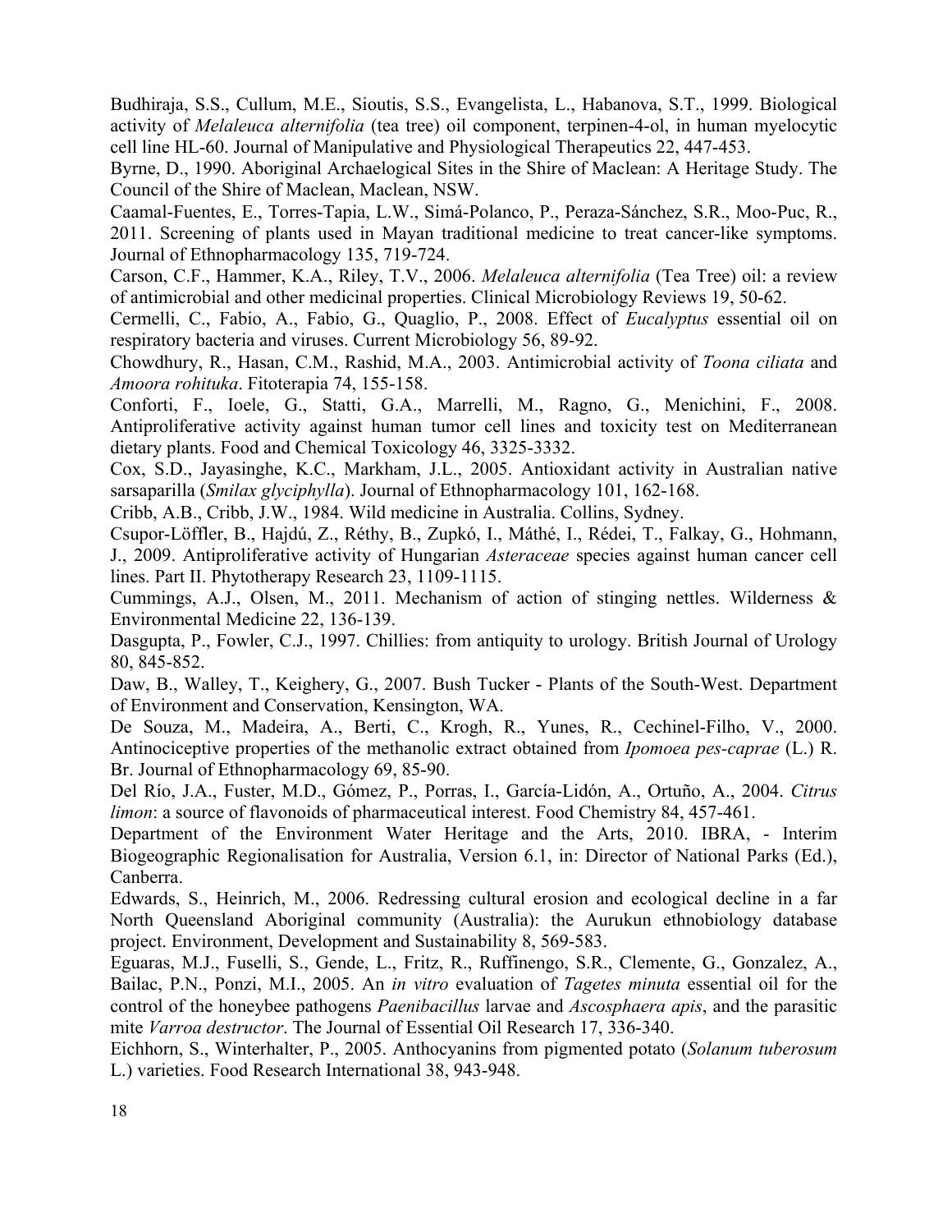Budhiraja, S.S., Cullum, M.E., Sioutis, S.S., Evangelista, L., Habanova, S.T., 1999. Biological activity of *Melaleuca alternifolia* (tea tree) oil component, terpinen-4-ol, in human myelocytic cell line HL-60. Journal of Manipulative and Physiological Therapeutics 22, 447-453.

Byrne, D., 1990. Aboriginal Archaelogical Sites in the Shire of Maclean: A Heritage Study. The Council of the Shire of Maclean, Maclean, NSW.

Caamal-Fuentes, E., Torres-Tapia, L.W., Simá-Polanco, P., Peraza-Sánchez, S.R., Moo-Puc, R., 2011. Screening of plants used in Mayan traditional medicine to treat cancer-like symptoms. Journal of Ethnopharmacology 135, 719-724.

Carson, C.F., Hammer, K.A., Riley, T.V., 2006. *Melaleuca alternifolia* (Tea Tree) oil: a review of antimicrobial and other medicinal properties. Clinical Microbiology Reviews 19, 50-62.

Cermelli, C., Fabio, A., Fabio, G., Quaglio, P., 2008. Effect of *Eucalyptus* essential oil on respiratory bacteria and viruses. Current Microbiology 56, 89-92.

Chowdhury, R., Hasan, C.M., Rashid, M.A., 2003. Antimicrobial activity of *Toona ciliata* and *Amoora rohituka*. Fitoterapia 74, 155-158.

Conforti, F., Ioele, G., Statti, G.A., Marrelli, M., Ragno, G., Menichini, F., 2008. Antiproliferative activity against human tumor cell lines and toxicity test on Mediterranean dietary plants. Food and Chemical Toxicology 46, 3325-3332.

Cox, S.D., Jayasinghe, K.C., Markham, J.L., 2005. Antioxidant activity in Australian native sarsaparilla (*Smilax glyciphylla*). Journal of Ethnopharmacology 101, 162-168.

Cribb, A.B., Cribb, J.W., 1984. Wild medicine in Australia. Collins, Sydney.

Csupor-Löffler, B., Hajdú, Z., Réthy, B., Zupkó, I., Máthé, I., Rédei, T., Falkay, G., Hohmann, J., 2009. Antiproliferative activity of Hungarian *Asteraceae* species against human cancer cell lines. Part II. Phytotherapy Research 23, 1109-1115.

Cummings, A.J., Olsen, M., 2011. Mechanism of action of stinging nettles. Wilderness & Environmental Medicine 22, 136-139.

Dasgupta, P., Fowler, C.J., 1997. Chillies: from antiquity to urology. British Journal of Urology 80, 845-852.

Daw, B., Walley, T., Keighery, G., 2007. Bush Tucker - Plants of the South-West. Department of Environment and Conservation, Kensington, WA.

De Souza, M., Madeira, A., Berti, C., Krogh, R., Yunes, R., Cechinel-Filho, V., 2000. Antinociceptive properties of the methanolic extract obtained from *Ipomoea pes-caprae* (L.) R. Br. Journal of Ethnopharmacology 69, 85-90.

Del Río, J.A., Fuster, M.D., Gómez, P., Porras, I., García-Lidón, A., Ortuño, A., 2004. *Citrus limon*: a source of flavonoids of pharmaceutical interest. Food Chemistry 84, 457-461.

Department of the Environment Water Heritage and the Arts, 2010. IBRA, - Interim Biogeographic Regionalisation for Australia, Version 6.1, in: Director of National Parks (Ed.), Canberra.

Edwards, S., Heinrich, M., 2006. Redressing cultural erosion and ecological decline in a far North Queensland Aboriginal community (Australia): the Aurukun ethnobiology database project. Environment, Development and Sustainability 8, 569-583.

Eguaras, M.J., Fuselli, S., Gende, L., Fritz, R., Ruffinengo, S.R., Clemente, G., Gonzalez, A., Bailac, P.N., Ponzi, M.I., 2005. An *in vitro* evaluation of *Tagetes minuta* essential oil for the control of the honeybee pathogens *Paenibacillus* larvae and *Ascosphaera apis*, and the parasitic mite *Varroa destructor*. The Journal of Essential Oil Research 17, 336-340.

Eichhorn, S., Winterhalter, P., 2005. Anthocyanins from pigmented potato (*Solanum tuberosum* L.) varieties. Food Research International 38, 943-948.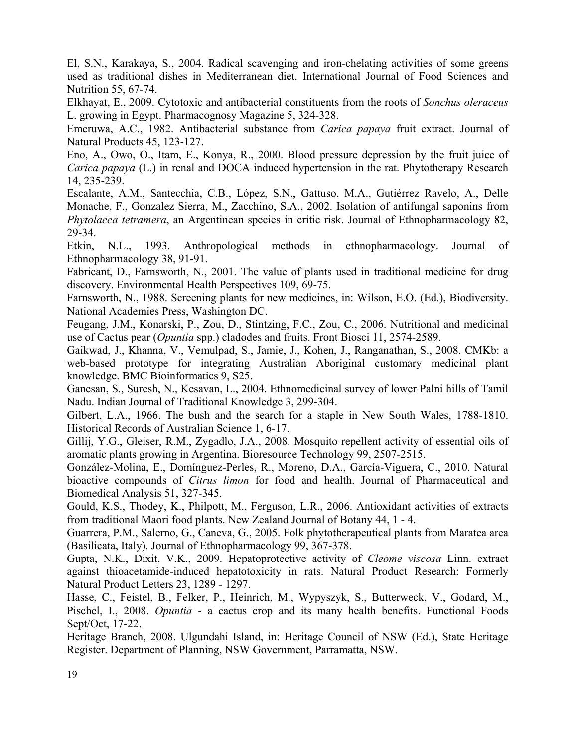El, S.N., Karakaya, S., 2004. Radical scavenging and iron-chelating activities of some greens used as traditional dishes in Mediterranean diet. International Journal of Food Sciences and Nutrition 55, 67-74.

Elkhayat, E., 2009. Cytotoxic and antibacterial constituents from the roots of *Sonchus oleraceus* L. growing in Egypt. Pharmacognosy Magazine 5, 324-328.

Emeruwa, A.C., 1982. Antibacterial substance from *Carica papaya* fruit extract. Journal of Natural Products 45, 123-127.

Eno, A., Owo, O., Itam, E., Konya, R., 2000. Blood pressure depression by the fruit juice of *Carica papaya* (L.) in renal and DOCA induced hypertension in the rat. Phytotherapy Research 14, 235-239.

Escalante, A.M., Santecchia, C.B., López, S.N., Gattuso, M.A., Gutiérrez Ravelo, A., Delle Monache, F., Gonzalez Sierra, M., Zacchino, S.A., 2002. Isolation of antifungal saponins from *Phytolacca tetramera*, an Argentinean species in critic risk. Journal of Ethnopharmacology 82, 29-34.

Etkin, N.L., 1993. Anthropological methods in ethnopharmacology. Journal of Ethnopharmacology 38, 91-91.

Fabricant, D., Farnsworth, N., 2001. The value of plants used in traditional medicine for drug discovery. Environmental Health Perspectives 109, 69-75.

Farnsworth, N., 1988. Screening plants for new medicines, in: Wilson, E.O. (Ed.), Biodiversity. National Academies Press, Washington DC.

Feugang, J.M., Konarski, P., Zou, D., Stintzing, F.C., Zou, C., 2006. Nutritional and medicinal use of Cactus pear (*Opuntia* spp.) cladodes and fruits. Front Biosci 11, 2574-2589.

Gaikwad, J., Khanna, V., Vemulpad, S., Jamie, J., Kohen, J., Ranganathan, S., 2008. CMKb: a web-based prototype for integrating Australian Aboriginal customary medicinal plant knowledge. BMC Bioinformatics 9, S25.

Ganesan, S., Suresh, N., Kesavan, L., 2004. Ethnomedicinal survey of lower Palni hills of Tamil Nadu. Indian Journal of Traditional Knowledge 3, 299-304.

Gilbert, L.A., 1966. The bush and the search for a staple in New South Wales, 1788-1810. Historical Records of Australian Science 1, 6-17.

Gillij, Y.G., Gleiser, R.M., Zygadlo, J.A., 2008. Mosquito repellent activity of essential oils of aromatic plants growing in Argentina. Bioresource Technology 99, 2507-2515.

González-Molina, E., Domínguez-Perles, R., Moreno, D.A., García-Viguera, C., 2010. Natural bioactive compounds of *Citrus limon* for food and health. Journal of Pharmaceutical and Biomedical Analysis 51, 327-345.

Gould, K.S., Thodey, K., Philpott, M., Ferguson, L.R., 2006. Antioxidant activities of extracts from traditional Maori food plants. New Zealand Journal of Botany 44, 1 - 4.

Guarrera, P.M., Salerno, G., Caneva, G., 2005. Folk phytotherapeutical plants from Maratea area (Basilicata, Italy). Journal of Ethnopharmacology 99, 367-378.

Gupta, N.K., Dixit, V.K., 2009. Hepatoprotective activity of *Cleome viscosa* Linn. extract against thioacetamide-induced hepatotoxicity in rats. Natural Product Research: Formerly Natural Product Letters 23, 1289 - 1297.

Hasse, C., Feistel, B., Felker, P., Heinrich, M., Wypyszyk, S., Butterweck, V., Godard, M., Pischel, I., 2008. *Opuntia* - a cactus crop and its many health benefits. Functional Foods Sept/Oct, 17-22.

Heritage Branch, 2008. Ulgundahi Island, in: Heritage Council of NSW (Ed.), State Heritage Register. Department of Planning, NSW Government, Parramatta, NSW.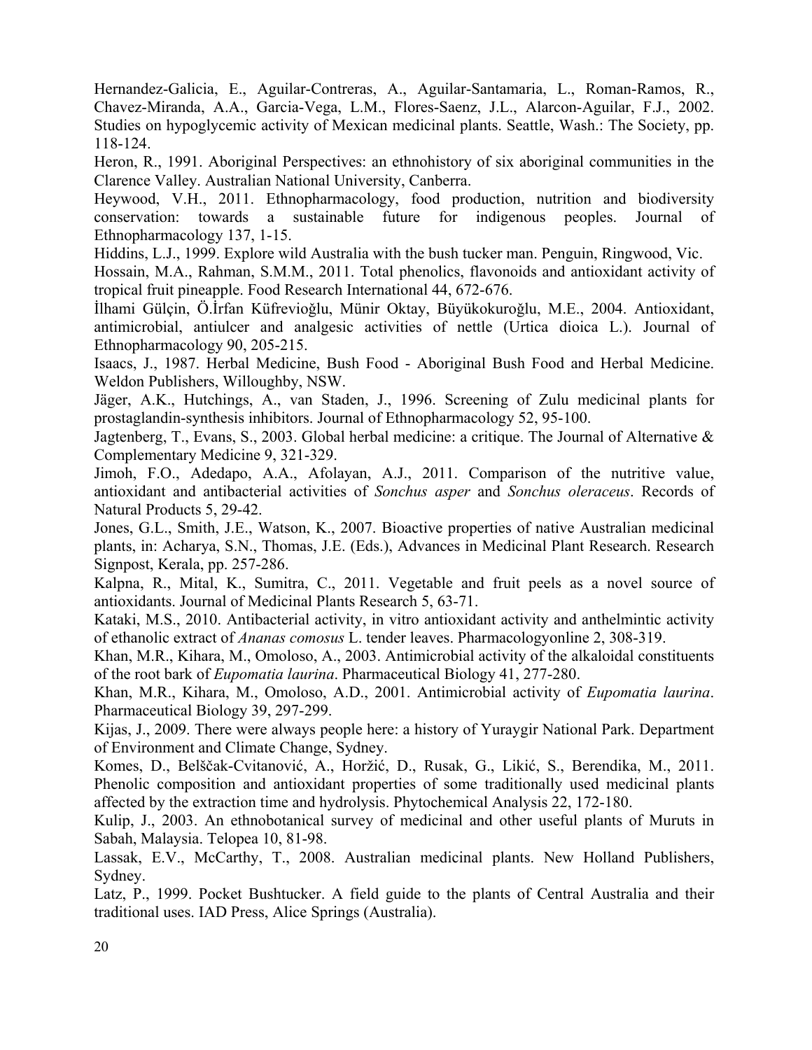Hernandez-Galicia, E., Aguilar-Contreras, A., Aguilar-Santamaria, L., Roman-Ramos, R., Chavez-Miranda, A.A., Garcia-Vega, L.M., Flores-Saenz, J.L., Alarcon-Aguilar, F.J., 2002. Studies on hypoglycemic activity of Mexican medicinal plants. Seattle, Wash.: The Society, pp. 118-124.

Heron, R., 1991. Aboriginal Perspectives: an ethnohistory of six aboriginal communities in the Clarence Valley. Australian National University, Canberra.

Heywood, V.H., 2011. Ethnopharmacology, food production, nutrition and biodiversity conservation: towards a sustainable future for indigenous peoples. Journal of Ethnopharmacology 137, 1-15.

Hiddins, L.J., 1999. Explore wild Australia with the bush tucker man. Penguin, Ringwood, Vic.

Hossain, M.A., Rahman, S.M.M., 2011. Total phenolics, flavonoids and antioxidant activity of tropical fruit pineapple. Food Research International 44, 672-676.

İlhami Gülçin, Ö.İrfan Küfrevioğlu, Münir Oktay, Büyükokuroğlu, M.E., 2004. Antioxidant, antimicrobial, antiulcer and analgesic activities of nettle (Urtica dioica L.). Journal of Ethnopharmacology 90, 205-215.

Isaacs, J., 1987. Herbal Medicine, Bush Food - Aboriginal Bush Food and Herbal Medicine. Weldon Publishers, Willoughby, NSW.

Jäger, A.K., Hutchings, A., van Staden, J., 1996. Screening of Zulu medicinal plants for prostaglandin-synthesis inhibitors. Journal of Ethnopharmacology 52, 95-100.

Jagtenberg, T., Evans, S., 2003. Global herbal medicine: a critique. The Journal of Alternative & Complementary Medicine 9, 321-329.

Jimoh, F.O., Adedapo, A.A., Afolayan, A.J., 2011. Comparison of the nutritive value, antioxidant and antibacterial activities of *Sonchus asper* and *Sonchus oleraceus*. Records of Natural Products 5, 29-42.

Jones, G.L., Smith, J.E., Watson, K., 2007. Bioactive properties of native Australian medicinal plants, in: Acharya, S.N., Thomas, J.E. (Eds.), Advances in Medicinal Plant Research. Research Signpost, Kerala, pp. 257-286.

Kalpna, R., Mital, K., Sumitra, C., 2011. Vegetable and fruit peels as a novel source of antioxidants. Journal of Medicinal Plants Research 5, 63-71.

Kataki, M.S., 2010. Antibacterial activity, in vitro antioxidant activity and anthelmintic activity of ethanolic extract of *Ananas comosus* L. tender leaves. Pharmacologyonline 2, 308-319.

Khan, M.R., Kihara, M., Omoloso, A., 2003. Antimicrobial activity of the alkaloidal constituents of the root bark of *Eupomatia laurina*. Pharmaceutical Biology 41, 277-280.

Khan, M.R., Kihara, M., Omoloso, A.D., 2001. Antimicrobial activity of *Eupomatia laurina*. Pharmaceutical Biology 39, 297-299.

Kijas, J., 2009. There were always people here: a history of Yuraygir National Park. Department of Environment and Climate Change, Sydney.

Komes, D., Belščak-Cvitanović, A., Horžić, D., Rusak, G., Likić, S., Berendika, M., 2011. Phenolic composition and antioxidant properties of some traditionally used medicinal plants affected by the extraction time and hydrolysis. Phytochemical Analysis 22, 172-180.

Kulip, J., 2003. An ethnobotanical survey of medicinal and other useful plants of Muruts in Sabah, Malaysia. Telopea 10, 81-98.

Lassak, E.V., McCarthy, T., 2008. Australian medicinal plants. New Holland Publishers, Sydney.

Latz, P., 1999. Pocket Bushtucker. A field guide to the plants of Central Australia and their traditional uses. IAD Press, Alice Springs (Australia).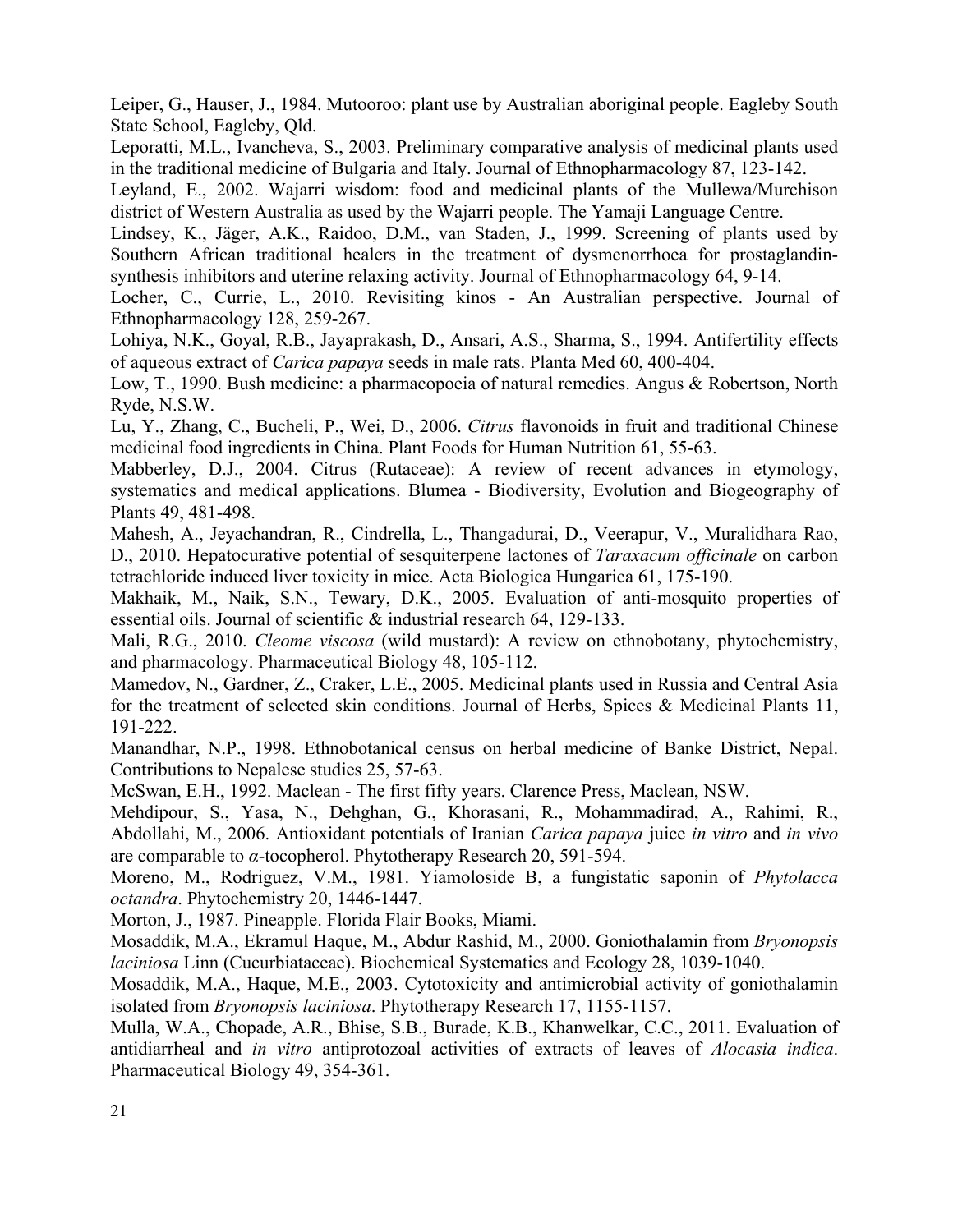Leiper, G., Hauser, J., 1984. Mutooroo: plant use by Australian aboriginal people. Eagleby South State School, Eagleby, Qld.

Leporatti, M.L., Ivancheva, S., 2003. Preliminary comparative analysis of medicinal plants used in the traditional medicine of Bulgaria and Italy. Journal of Ethnopharmacology 87, 123-142.

Leyland, E., 2002. Wajarri wisdom: food and medicinal plants of the Mullewa/Murchison district of Western Australia as used by the Wajarri people. The Yamaji Language Centre.

Lindsey, K., Jäger, A.K., Raidoo, D.M., van Staden, J., 1999. Screening of plants used by Southern African traditional healers in the treatment of dysmenorrhoea for prostaglandin-synthesis inhibitors and uterine relaxing activity. Journal of Ethnopharmacology 64, 9-14.

Locher, C., Currie, L., 2010. Revisiting kinos - An Australian perspective. Journal of Ethnopharmacology 128, 259-267.

Lohiya, N.K., Goyal, R.B., Jayaprakash, D., Ansari, A.S., Sharma, S., 1994. Antifertility effects of aqueous extract of *Carica papaya* seeds in male rats. Planta Med 60, 400-404.

Low, T., 1990. Bush medicine: a pharmacopoeia of natural remedies. Angus & Robertson, North Ryde, N.S.W.

Lu, Y., Zhang, C., Bucheli, P., Wei, D., 2006. *Citrus* flavonoids in fruit and traditional Chinese medicinal food ingredients in China. Plant Foods for Human Nutrition 61, 55-63.

Mabberley, D.J., 2004. Citrus (Rutaceae): A review of recent advances in etymology, systematics and medical applications. Blumea - Biodiversity, Evolution and Biogeography of Plants 49, 481-498.

Mahesh, A., Jeyachandran, R., Cindrella, L., Thangadurai, D., Veerapur, V., Muralidhara Rao, D., 2010. Hepatocurative potential of sesquiterpene lactones of *Taraxacum officinale* on carbon tetrachloride induced liver toxicity in mice. Acta Biologica Hungarica 61, 175-190.

Makhaik, M., Naik, S.N., Tewary, D.K., 2005. Evaluation of anti-mosquito properties of essential oils. Journal of scientific & industrial research 64, 129-133.

Mali, R.G., 2010. *Cleome viscosa* (wild mustard): A review on ethnobotany, phytochemistry, and pharmacology. Pharmaceutical Biology 48, 105-112.

Mamedov, N., Gardner, Z., Craker, L.E., 2005. Medicinal plants used in Russia and Central Asia for the treatment of selected skin conditions. Journal of Herbs, Spices & Medicinal Plants 11, 191-222.

Manandhar, N.P., 1998. Ethnobotanical census on herbal medicine of Banke District, Nepal. Contributions to Nepalese studies 25, 57-63.

McSwan, E.H., 1992. Maclean - The first fifty years. Clarence Press, Maclean, NSW.

Mehdipour, S., Yasa, N., Dehghan, G., Khorasani, R., Mohammadirad, A., Rahimi, R., Abdollahi, M., 2006. Antioxidant potentials of Iranian *Carica papaya* juice *in vitro* and *in vivo* are comparable to $\alpha$-tocopherol. Phytotherapy Research 20, 591-594.

Moreno, M., Rodriguez, V.M., 1981. Yiamoloside B, a fungistatic saponin of *Phytolacca octandra*. Phytochemistry 20, 1446-1447.

Morton, J., 1987. Pineapple. Florida Flair Books, Miami.

Mosaddik, M.A., Ekramul Haque, M., Abdur Rashid, M., 2000. Goniothalamin from *Bryonopsis laciniosa* Linn (Cucurbitaceae). Biochemical Systematics and Ecology 28, 1039-1040.

Mosaddik, M.A., Haque, M.E., 2003. Cytotoxicity and antimicrobial activity of goniothalamin isolated from *Bryonopsis laciniosa*. Phytotherapy Research 17, 1155-1157.

Mulla, W.A., Chopade, A.R., Bhise, S.B., Burade, K.B., Khanwelkar, C.C., 2011. Evaluation of antidiarrheal and *in vitro* antiprotozoal activities of extracts of leaves of *Alocasia indica*. Pharmaceutical Biology 49, 354-361.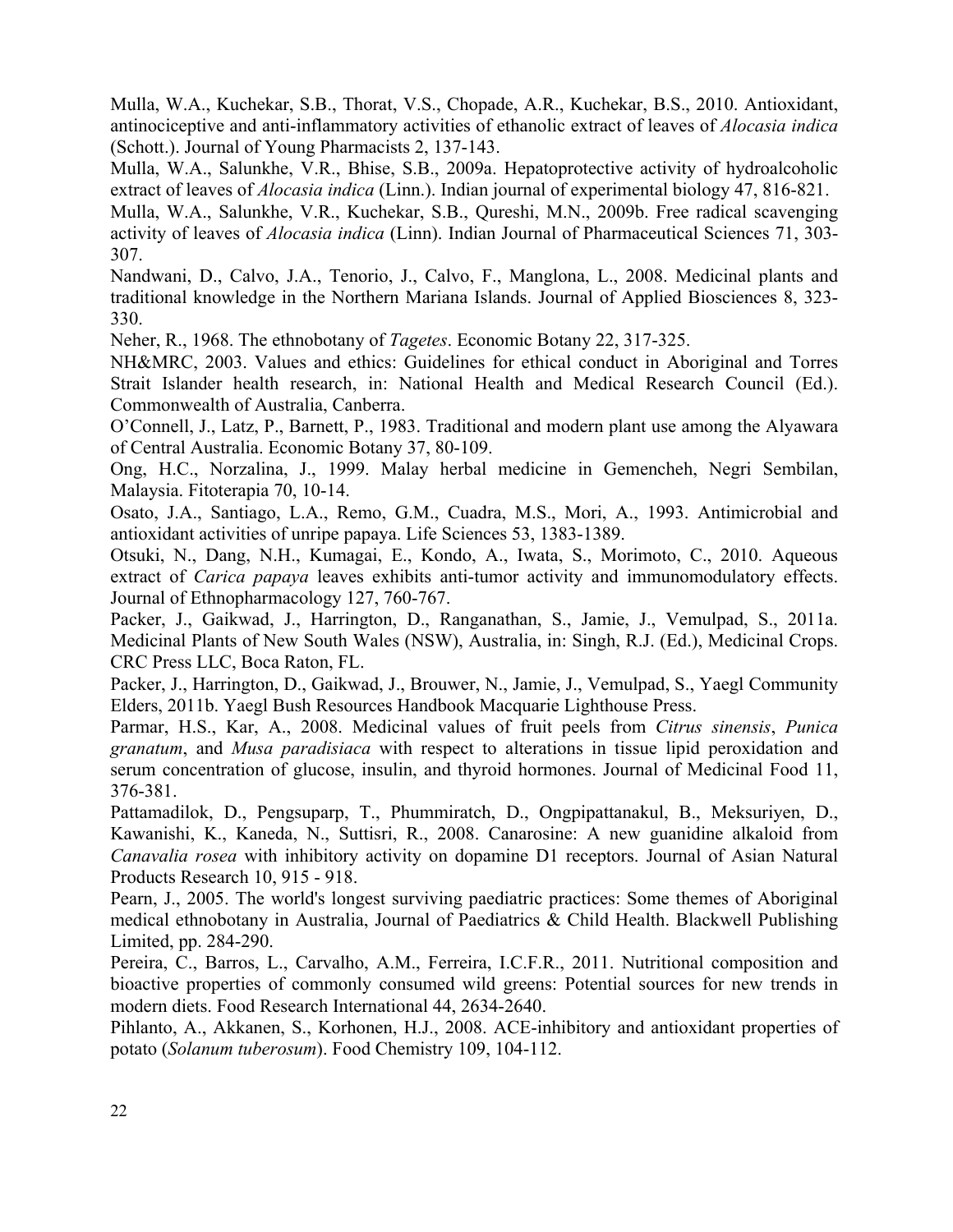Mulla, W.A., Kuchekar, S.B., Thorat, V.S., Chopade, A.R., Kuchekar, B.S., 2010. Antioxidant, antinociceptive and anti-inflammatory activities of ethanolic extract of leaves of *Alocasia indica* (Schott.). Journal of Young Pharmacists 2, 137-143.

Mulla, W.A., Salunkhe, V.R., Bhise, S.B., 2009a. Hepatoprotective activity of hydroalcoholic extract of leaves of *Alocasia indica* (Linn.). Indian journal of experimental biology 47, 816-821.

Mulla, W.A., Salunkhe, V.R., Kuchekar, S.B., Qureshi, M.N., 2009b. Free radical scavenging activity of leaves of *Alocasia indica* (Linn). Indian Journal of Pharmaceutical Sciences 71, 303-307.

Nandwani, D., Calvo, J.A., Tenorio, J., Calvo, F., Manglona, L., 2008. Medicinal plants and traditional knowledge in the Northern Mariana Islands. Journal of Applied Biosciences 8, 323-330.

Neher, R., 1968. The ethnobotany of *Tagetes*. Economic Botany 22, 317-325.

NH&MRC, 2003. Values and ethics: Guidelines for ethical conduct in Aboriginal and Torres Strait Islander health research, in: National Health and Medical Research Council (Ed.). Commonwealth of Australia, Canberra.

O'Connell, J., Latz, P., Barnett, P., 1983. Traditional and modern plant use among the Alyawara of Central Australia. Economic Botany 37, 80-109.

Ong, H.C., Norzalina, J., 1999. Malay herbal medicine in Gemencheh, Negri Sembilan, Malaysia. Fitoterapia 70, 10-14.

Osato, J.A., Santiago, L.A., Remo, G.M., Cuadra, M.S., Mori, A., 1993. Antimicrobial and antioxidant activities of unripe papaya. Life Sciences 53, 1383-1389.

Otsuki, N., Dang, N.H., Kumagai, E., Kondo, A., Iwata, S., Morimoto, C., 2010. Aqueous extract of *Carica papaya* leaves exhibits anti-tumor activity and immunomodulatory effects. Journal of Ethnopharmacology 127, 760-767.

Packer, J., Gaikwad, J., Harrington, D., Ranganathan, S., Jamie, J., Vemulpad, S., 2011a. Medicinal Plants of New South Wales (NSW), Australia, in: Singh, R.J. (Ed.), Medicinal Crops. CRC Press LLC, Boca Raton, FL.

Packer, J., Harrington, D., Gaikwad, J., Brouwer, N., Jamie, J., Vemulpad, S., Yaegl Community Elders, 2011b. Yaegl Bush Resources Handbook Macquarie Lighthouse Press.

Parmar, H.S., Kar, A., 2008. Medicinal values of fruit peels from *Citrus sinensis*, *Punica granatum*, and *Musa paradisiaca* with respect to alterations in tissue lipid peroxidation and serum concentration of glucose, insulin, and thyroid hormones. Journal of Medicinal Food 11, 376-381.

Pattamadilok, D., Pengsuparp, T., Phummiratch, D., Ongpipattanakul, B., Meksuriyen, D., Kawanishi, K., Kaneda, N., Suttisri, R., 2008. Canarosine: A new guanidine alkaloid from *Canavalia rosea* with inhibitory activity on dopamine D1 receptors. Journal of Asian Natural Products Research 10, 915 - 918.

Pearn, J., 2005. The world's longest surviving paediatric practices: Some themes of Aboriginal medical ethnobotany in Australia, Journal of Paediatrics & Child Health. Blackwell Publishing Limited, pp. 284-290.

Pereira, C., Barros, L., Carvalho, A.M., Ferreira, I.C.F.R., 2011. Nutritional composition and bioactive properties of commonly consumed wild greens: Potential sources for new trends in modern diets. Food Research International 44, 2634-2640.

Pihlanto, A., Akkanen, S., Korhonen, H.J., 2008. ACE-inhibitory and antioxidant properties of potato (*Solanum tuberosum*). Food Chemistry 109, 104-112.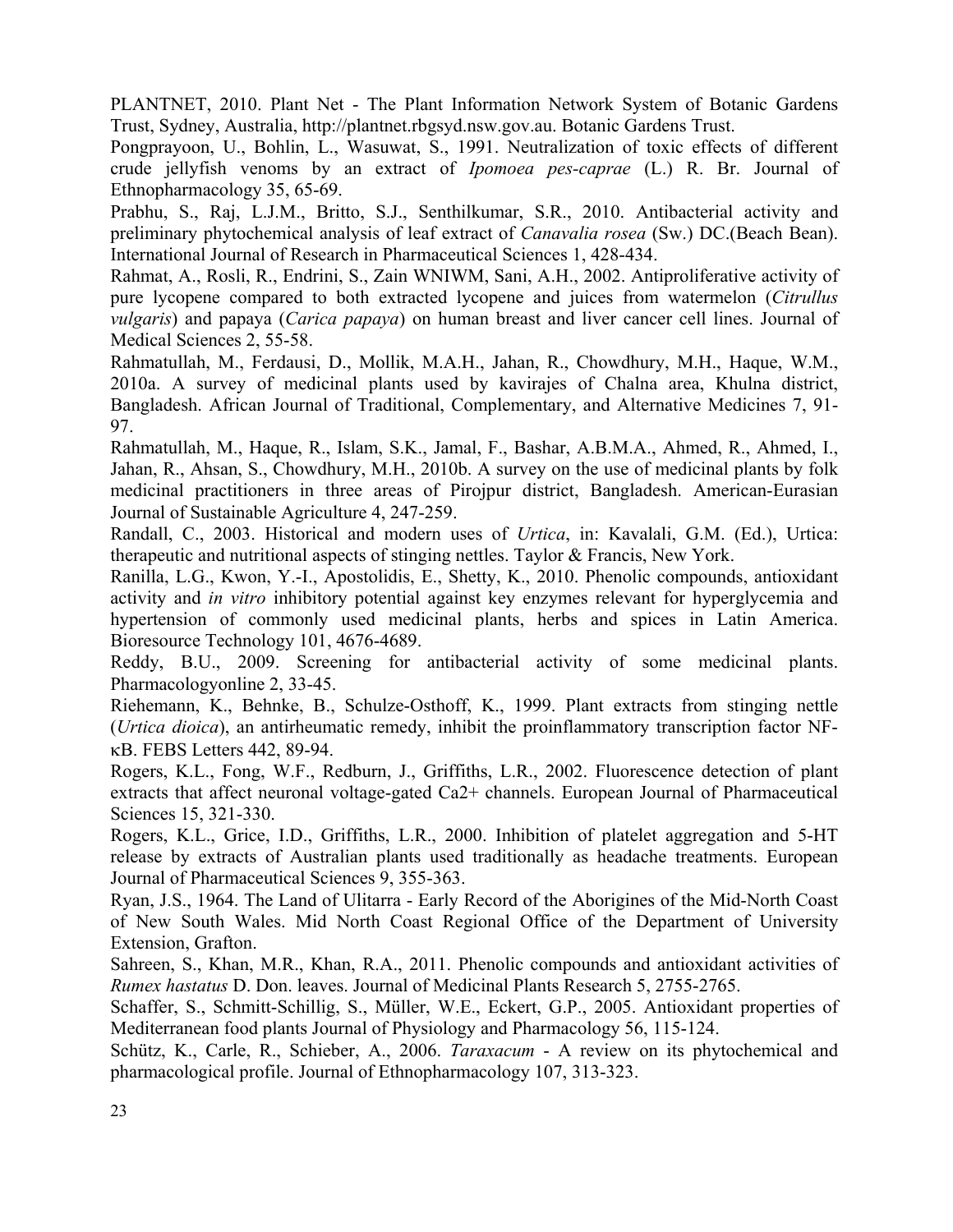PLANTNET, 2010. Plant Net - The Plant Information Network System of Botanic Gardens Trust, Sydney, Australia, http://plantnet.rbgsyd.nsw.gov.au. Botanic Gardens Trust.

Pongprayoon, U., Bohlin, L., Wasuwat, S., 1991. Neutralization of toxic effects of different crude jellyfish venoms by an extract of *Ipomoea pes-caprae* (L.) R. Br. Journal of Ethnopharmacology 35, 65-69.

Prabhu, S., Raj, L.J.M., Britto, S.J., Senthilkumar, S.R., 2010. Antibacterial activity and preliminary phytochemical analysis of leaf extract of *Canavalia rosea* (Sw.) DC.(Beach Bean). International Journal of Research in Pharmaceutical Sciences 1, 428-434.

Rahmat, A., Rosli, R., Endrini, S., Zain WNIWM, Sani, A.H., 2002. Antiproliferative activity of pure lycopene compared to both extracted lycopene and juices from watermelon (*Citrullus vulgaris*) and papaya (*Carica papaya*) on human breast and liver cancer cell lines. Journal of Medical Sciences 2, 55-58.

Rahmatullah, M., Ferdausi, D., Mollik, M.A.H., Jahan, R., Chowdhury, M.H., Haque, W.M., 2010a. A survey of medicinal plants used by kavirajes of Chalna area, Khulna district, Bangladesh. African Journal of Traditional, Complementary, and Alternative Medicines 7, 91-97.

Rahmatullah, M., Haque, R., Islam, S.K., Jamal, F., Bashar, A.B.M.A., Ahmed, R., Ahmed, I., Jahan, R., Ahsan, S., Chowdhury, M.H., 2010b. A survey on the use of medicinal plants by folk medicinal practitioners in three areas of Pirojpur district, Bangladesh. American-Eurasian Journal of Sustainable Agriculture 4, 247-259.

Randall, C., 2003. Historical and modern uses of *Urtica*, in: Kavalali, G.M. (Ed.), Urtica: therapeutic and nutritional aspects of stinging nettles. Taylor & Francis, New York.

Ranilla, L.G., Kwon, Y.-I., Apostolidis, E., Shetty, K., 2010. Phenolic compounds, antioxidant activity and *in vitro* inhibitory potential against key enzymes relevant for hyperglycemia and hypertension of commonly used medicinal plants, herbs and spices in Latin America. Bioresource Technology 101, 4676-4689.

Reddy, B.U., 2009. Screening for antibacterial activity of some medicinal plants. Pharmacologyonline 2, 33-45.

Riehemann, K., Behnke, B., Schulze-Osthoff, K., 1999. Plant extracts from stinging nettle (*Urtica dioica*), an antirheumatic remedy, inhibit the proinflammatory transcription factor NF-κB. FEBS Letters 442, 89-94.

Rogers, K.L., Fong, W.F., Redburn, J., Griffiths, L.R., 2002. Fluorescence detection of plant extracts that affect neuronal voltage-gated $Ca^{2+}$ channels. European Journal of Pharmaceutical Sciences 15, 321-330.

Rogers, K.L., Grice, I.D., Griffiths, L.R., 2000. Inhibition of platelet aggregation and 5-HT release by extracts of Australian plants used traditionally as headache treatments. European Journal of Pharmaceutical Sciences 9, 355-363.

Ryan, J.S., 1964. The Land of Ulitarra - Early Record of the Aborigines of the Mid-North Coast of New South Wales. Mid North Coast Regional Office of the Department of University Extension, Grafton.

Sahreen, S., Khan, M.R., Khan, R.A., 2011. Phenolic compounds and antioxidant activities of *Rumex hastatus* D. Don. leaves. Journal of Medicinal Plants Research 5, 2755-2765.

Schaffer, S., Schmitt-Schillig, S., Müller, W.E., Eckert, G.P., 2005. Antioxidant properties of Mediterranean food plants Journal of Physiology and Pharmacology 56, 115-124.

Schütz, K., Carle, R., Schieber, A., 2006. *Taraxacum* - A review on its phytochemical and pharmacological profile. Journal of Ethnopharmacology 107, 313-323.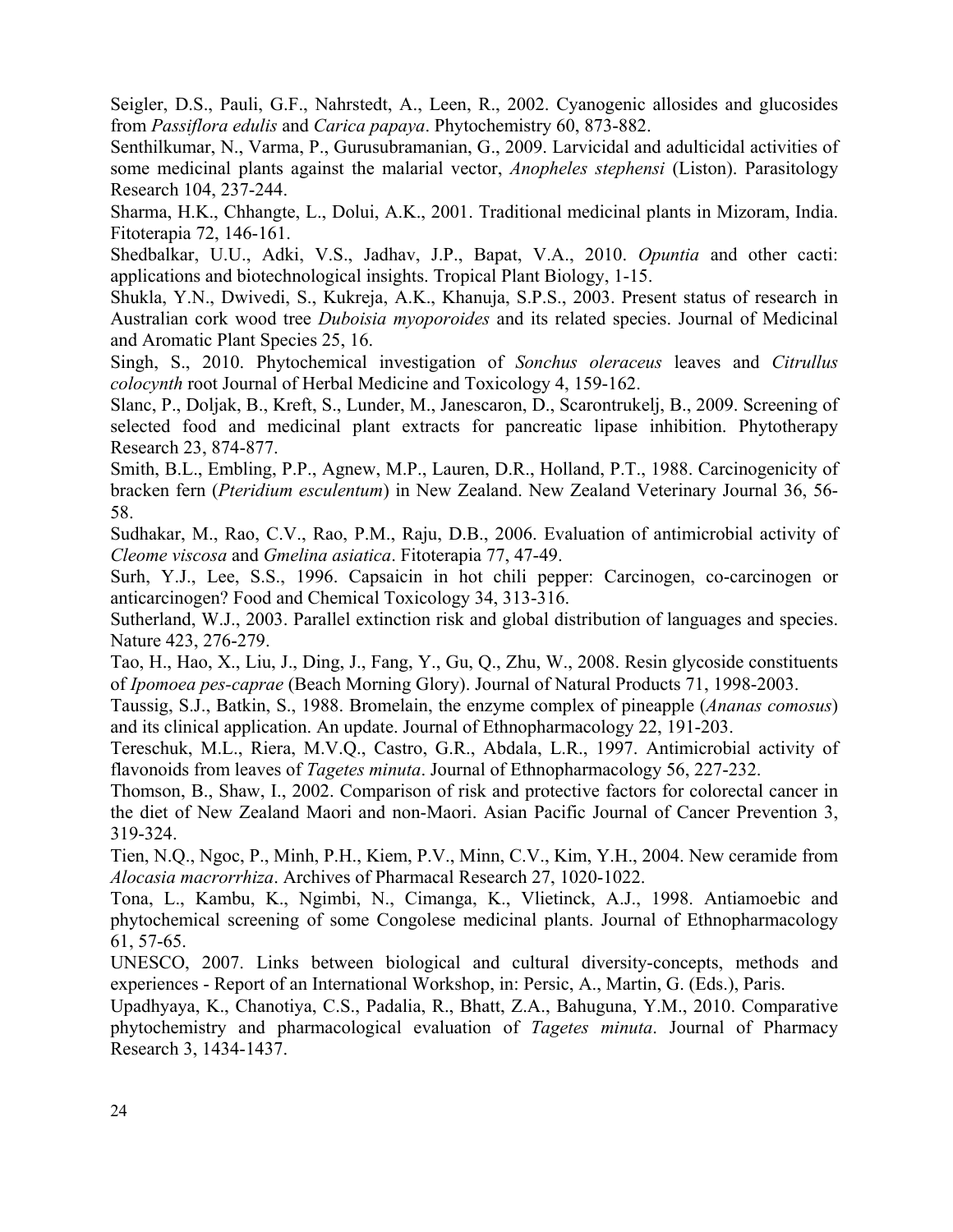Seigler, D.S., Pauli, G.F., Nahrstedt, A., Leen, R., 2002. Cyanogenic allosides and glucosides from *Passiflora edulis* and *Carica papaya*. Phytochemistry 60, 873-882.

Senthilkumar, N., Varma, P., Gurusubramanian, G., 2009. Larvicidal and adulticidal activities of some medicinal plants against the malarial vector, *Anopheles stephensi* (Liston). Parasitology Research 104, 237-244.

Sharma, H.K., Chhangte, L., Dolui, A.K., 2001. Traditional medicinal plants in Mizoram, India. Fitoterapia 72, 146-161.

Shedbalkar, U.U., Adki, V.S., Jadhav, J.P., Bapat, V.A., 2010. *Opuntia* and other cacti: applications and biotechnological insights. Tropical Plant Biology, 1-15.

Shukla, Y.N., Dwivedi, S., Kukreja, A.K., Khanuja, S.P.S., 2003. Present status of research in Australian cork wood tree *Duboisia myoporoides* and its related species. Journal of Medicinal and Aromatic Plant Species 25, 16.

Singh, S., 2010. Phytochemical investigation of *Sonchus oleraceus* leaves and *Citrullus colocynth* root Journal of Herbal Medicine and Toxicology 4, 159-162.

Slanc, P., Doljak, B., Kreft, S., Lunder, M., Janescaron, D., Scarontrukelj, B., 2009. Screening of selected food and medicinal plant extracts for pancreatic lipase inhibition. Phytotherapy Research 23, 874-877.

Smith, B.L., Embling, P.P., Agnew, M.P., Lauren, D.R., Holland, P.T., 1988. Carcinogenicity of bracken fern (*Pteridium esculentum*) in New Zealand. New Zealand Veterinary Journal 36, 56-58.

Sudhakar, M., Rao, C.V., Rao, P.M., Raju, D.B., 2006. Evaluation of antimicrobial activity of *Cleome viscosa* and *Gmelina asiatica*. Fitoterapia 77, 47-49.

Surh, Y.J., Lee, S.S., 1996. Capsaicin in hot chili pepper: Carcinogen, co-carcinogen or anticarcinogen? Food and Chemical Toxicology 34, 313-316.

Sutherland, W.J., 2003. Parallel extinction risk and global distribution of languages and species. Nature 423, 276-279.

Tao, H., Hao, X., Liu, J., Ding, J., Fang, Y., Gu, Q., Zhu, W., 2008. Resin glycoside constituents of *Ipomoea pes-caprae* (Beach Morning Glory). Journal of Natural Products 71, 1998-2003.

Taussig, S.J., Batkin, S., 1988. Bromelain, the enzyme complex of pineapple (*Ananas comosus*) and its clinical application. An update. Journal of Ethnopharmacology 22, 191-203.

Tereschuk, M.L., Riera, M.V.Q., Castro, G.R., Abdala, L.R., 1997. Antimicrobial activity of flavonoids from leaves of *Tagetes minuta*. Journal of Ethnopharmacology 56, 227-232.

Thomson, B., Shaw, I., 2002. Comparison of risk and protective factors for colorectal cancer in the diet of New Zealand Maori and non-Maori. Asian Pacific Journal of Cancer Prevention 3, 319-324.

Tien, N.Q., Ngoc, P., Minh, P.H., Kiem, P.V., Minn, C.V., Kim, Y.H., 2004. New ceramide from *Alocasia macrorrhiza*. Archives of Pharmacal Research 27, 1020-1022.

Tona, L., Kambu, K., Ngimbi, N., Cimanga, K., Vlietinck, A.J., 1998. Antiamoebic and phytochemical screening of some Congolese medicinal plants. Journal of Ethnopharmacology 61, 57-65.

UNESCO, 2007. Links between biological and cultural diversity-concepts, methods and experiences - Report of an International Workshop, in: Persic, A., Martin, G. (Eds.), Paris.

Upadhyaya, K., Chanotiya, C.S., Padalia, R., Bhatt, Z.A., Bahuguna, Y.M., 2010. Comparative phytochemistry and pharmacological evaluation of *Tagetes minuta*. Journal of Pharmacy Research 3, 1434-1437.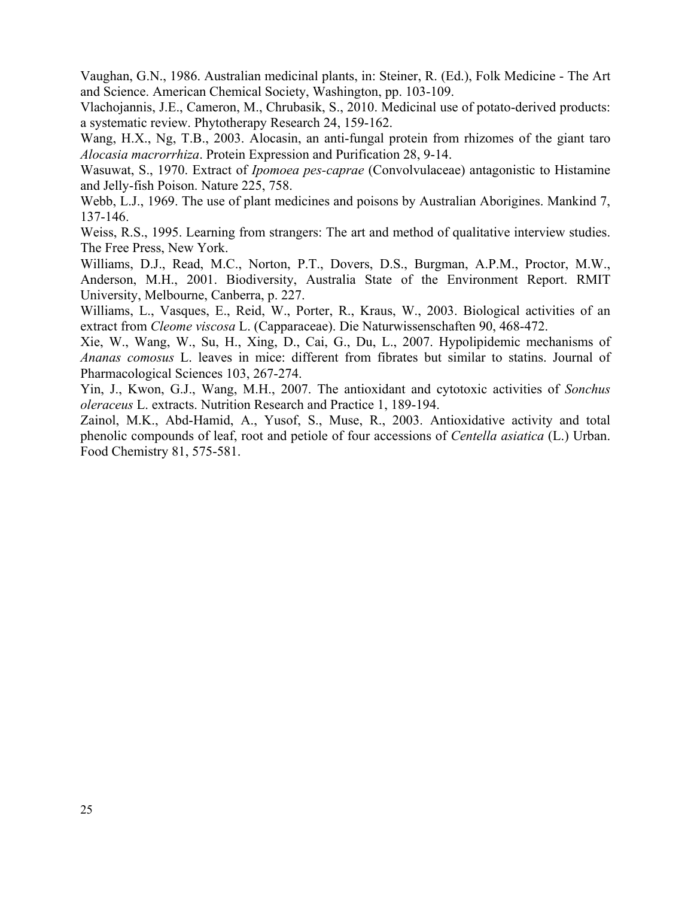Vaughan, G.N., 1986. Australian medicinal plants, in: Steiner, R. (Ed.), Folk Medicine - The Art and Science. American Chemical Society, Washington, pp. 103-109.

Vlachojannis, J.E., Cameron, M., Chrubasik, S., 2010. Medicinal use of potato-derived products: a systematic review. Phytotherapy Research 24, 159-162.

Wang, H.X., Ng, T.B., 2003. Alocasin, an anti-fungal protein from rhizomes of the giant taro *Alocasia macrorrhiza*. Protein Expression and Purification 28, 9-14.

Wasuwat, S., 1970. Extract of *Ipomoea pes-caprae* (Convolvulaceae) antagonistic to Histamine and Jelly-fish Poison. Nature 225, 758.

Webb, L.J., 1969. The use of plant medicines and poisons by Australian Aborigines. Mankind 7, 137-146.

Weiss, R.S., 1995. Learning from strangers: The art and method of qualitative interview studies. The Free Press, New York.

Williams, D.J., Read, M.C., Norton, P.T., Dovers, D.S., Burgman, A.P.M., Proctor, M.W., Anderson, M.H., 2001. Biodiversity, Australia State of the Environment Report. RMIT University, Melbourne, Canberra, p. 227.

Williams, L., Vasques, E., Reid, W., Porter, R., Kraus, W., 2003. Biological activities of an extract from *Cleome viscosa* L. (Capparaceae). Die Naturwissenschaften 90, 468-472.

Xie, W., Wang, W., Su, H., Xing, D., Cai, G., Du, L., 2007. Hypolipidemic mechanisms of *Ananas comosus* L. leaves in mice: different from fibrates but similar to statins. Journal of Pharmacological Sciences 103, 267-274.

Yin, J., Kwon, G.J., Wang, M.H., 2007. The antioxidant and cytotoxic activities of *Sonchus oleraceus* L. extracts. Nutrition Research and Practice 1, 189-194.

Zainol, M.K., Abd-Hamid, A., Yusof, S., Muse, R., 2003. Antioxidative activity and total phenolic compounds of leaf, root and petiole of four accessions of *Centella asiatica* (L.) Urban. Food Chemistry 81, 575-581.